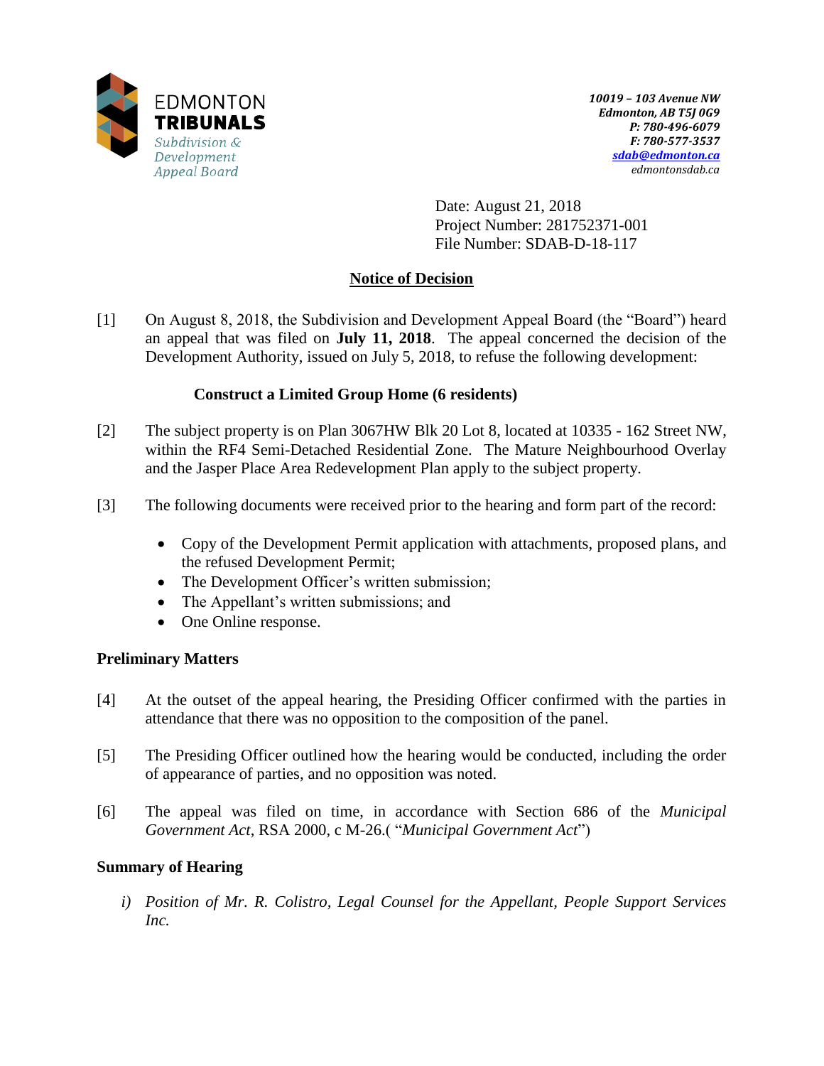EDMONTON
**TRIBUNALS**
*Subdivision & Development Appeal Board*

***10019 – 103 Avenue NW***
***Edmonton, AB T5J 0G9***
***P: 780-496-6079***
***F: 780-577-3537***
***sdab@edmonton.ca***
*edmontonsdab.ca*

Date: August 21, 2018
Project Number: 281752371-001
File Number: SDAB-D-18-117

## Notice of Decision

[1] On August 8, 2018, the Subdivision and Development Appeal Board (the "Board") heard an appeal that was filed on **July 11, 2018**. The appeal concerned the decision of the Development Authority, issued on July 5, 2018, to refuse the following development:

**Construct a Limited Group Home (6 residents)**

[2] The subject property is on Plan 3067HW Blk 20 Lot 8, located at 10335 - 162 Street NW, within the RF4 Semi-Detached Residential Zone. The Mature Neighbourhood Overlay and the Jasper Place Area Redevelopment Plan apply to the subject property.

[3] The following documents were received prior to the hearing and form part of the record:

- Copy of the Development Permit application with attachments, proposed plans, and the refused Development Permit;
- The Development Officer's written submission;
- The Appellant's written submissions; and
- One Online response.

### Preliminary Matters

[4] At the outset of the appeal hearing, the Presiding Officer confirmed with the parties in attendance that there was no opposition to the composition of the panel.

[5] The Presiding Officer outlined how the hearing would be conducted, including the order of appearance of parties, and no opposition was noted.

[6] The appeal was filed on time, in accordance with Section 686 of the *Municipal Government Act*, RSA 2000, c M-26.( "*Municipal Government Act*")

### Summary of Hearing

*i) Position of Mr. R. Colistro, Legal Counsel for the Appellant, People Support Services Inc.*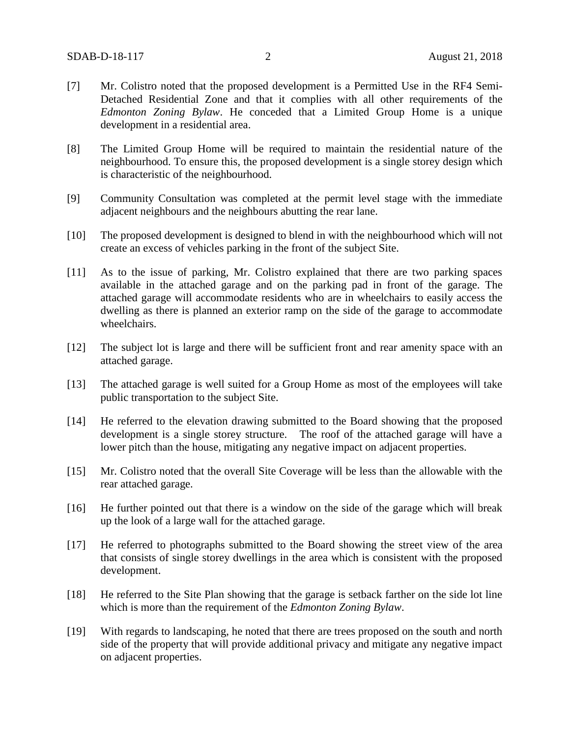[7] Mr. Colistro noted that the proposed development is a Permitted Use in the RF4 Semi-Detached Residential Zone and that it complies with all other requirements of the *Edmonton Zoning Bylaw*. He conceded that a Limited Group Home is a unique development in a residential area.

[8] The Limited Group Home will be required to maintain the residential nature of the neighbourhood. To ensure this, the proposed development is a single storey design which is characteristic of the neighbourhood.

[9] Community Consultation was completed at the permit level stage with the immediate adjacent neighbours and the neighbours abutting the rear lane.

[10] The proposed development is designed to blend in with the neighbourhood which will not create an excess of vehicles parking in the front of the subject Site.

[11] As to the issue of parking, Mr. Colistro explained that there are two parking spaces available in the attached garage and on the parking pad in front of the garage. The attached garage will accommodate residents who are in wheelchairs to easily access the dwelling as there is planned an exterior ramp on the side of the garage to accommodate wheelchairs.

[12] The subject lot is large and there will be sufficient front and rear amenity space with an attached garage.

[13] The attached garage is well suited for a Group Home as most of the employees will take public transportation to the subject Site.

[14] He referred to the elevation drawing submitted to the Board showing that the proposed development is a single storey structure. The roof of the attached garage will have a lower pitch than the house, mitigating any negative impact on adjacent properties.

[15] Mr. Colistro noted that the overall Site Coverage will be less than the allowable with the rear attached garage.

[16] He further pointed out that there is a window on the side of the garage which will break up the look of a large wall for the attached garage.

[17] He referred to photographs submitted to the Board showing the street view of the area that consists of single storey dwellings in the area which is consistent with the proposed development.

[18] He referred to the Site Plan showing that the garage is setback farther on the side lot line which is more than the requirement of the *Edmonton Zoning Bylaw*.

[19] With regards to landscaping, he noted that there are trees proposed on the south and north side of the property that will provide additional privacy and mitigate any negative impact on adjacent properties.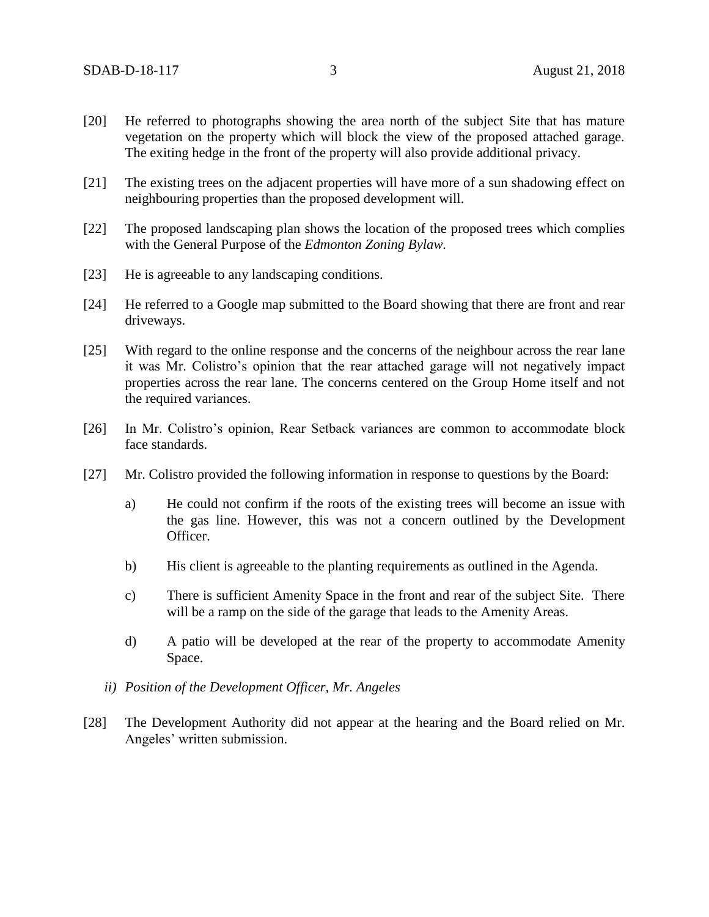[20] He referred to photographs showing the area north of the subject Site that has mature vegetation on the property which will block the view of the proposed attached garage. The exiting hedge in the front of the property will also provide additional privacy.

[21] The existing trees on the adjacent properties will have more of a sun shadowing effect on neighbouring properties than the proposed development will.

[22] The proposed landscaping plan shows the location of the proposed trees which complies with the General Purpose of the *Edmonton Zoning Bylaw.*

[23] He is agreeable to any landscaping conditions.

[24] He referred to a Google map submitted to the Board showing that there are front and rear driveways.

[25] With regard to the online response and the concerns of the neighbour across the rear lane it was Mr. Colistro's opinion that the rear attached garage will not negatively impact properties across the rear lane. The concerns centered on the Group Home itself and not the required variances.

[26] In Mr. Colistro's opinion, Rear Setback variances are common to accommodate block face standards.

[27] Mr. Colistro provided the following information in response to questions by the Board:

a) He could not confirm if the roots of the existing trees will become an issue with the gas line. However, this was not a concern outlined by the Development Officer.

b) His client is agreeable to the planting requirements as outlined in the Agenda.

c) There is sufficient Amenity Space in the front and rear of the subject Site. There will be a ramp on the side of the garage that leads to the Amenity Areas.

d) A patio will be developed at the rear of the property to accommodate Amenity Space.

*ii) Position of the Development Officer, Mr. Angeles*

[28] The Development Authority did not appear at the hearing and the Board relied on Mr. Angeles' written submission.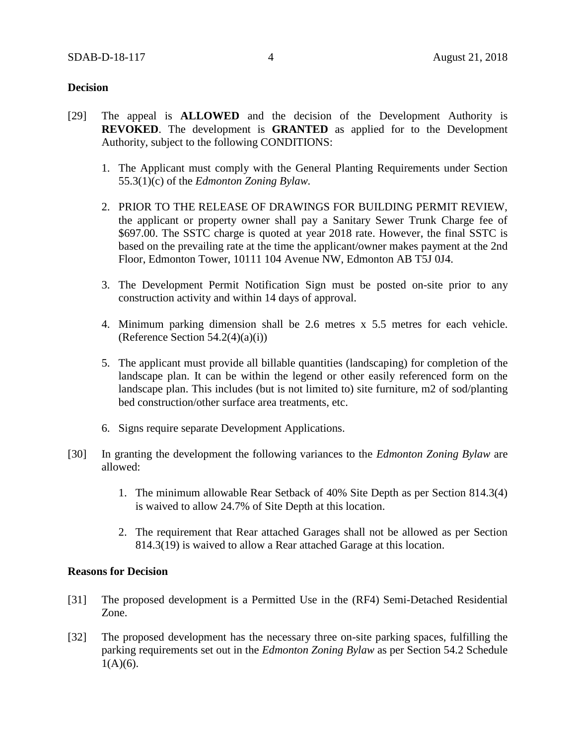## Decision

[29] The appeal is **ALLOWED** and the decision of the Development Authority is **REVOKED**. The development is **GRANTED** as applied for to the Development Authority, subject to the following CONDITIONS:

1. The Applicant must comply with the General Planting Requirements under Section 55.3(1)(c) of the *Edmonton Zoning Bylaw.*

2. PRIOR TO THE RELEASE OF DRAWINGS FOR BUILDING PERMIT REVIEW, the applicant or property owner shall pay a Sanitary Sewer Trunk Charge fee of $697.00. The SSTC charge is quoted at year 2018 rate. However, the final SSTC is based on the prevailing rate at the time the applicant/owner makes payment at the 2nd Floor, Edmonton Tower, 10111 104 Avenue NW, Edmonton AB T5J 0J4.

3. The Development Permit Notification Sign must be posted on-site prior to any construction activity and within 14 days of approval.

4. Minimum parking dimension shall be 2.6 metres x 5.5 metres for each vehicle. (Reference Section 54.2(4)(a)(i))

5. The applicant must provide all billable quantities (landscaping) for completion of the landscape plan. It can be within the legend or other easily referenced form on the landscape plan. This includes (but is not limited to) site furniture, m2 of sod/planting bed construction/other surface area treatments, etc.

6. Signs require separate Development Applications.

[30] In granting the development the following variances to the *Edmonton Zoning Bylaw* are allowed:

1. The minimum allowable Rear Setback of 40% Site Depth as per Section 814.3(4) is waived to allow 24.7% of Site Depth at this location.

2. The requirement that Rear attached Garages shall not be allowed as per Section 814.3(19) is waived to allow a Rear attached Garage at this location.

## Reasons for Decision

[31] The proposed development is a Permitted Use in the (RF4) Semi-Detached Residential Zone.

[32] The proposed development has the necessary three on-site parking spaces, fulfilling the parking requirements set out in the *Edmonton Zoning Bylaw* as per Section 54.2 Schedule 1(A)(6).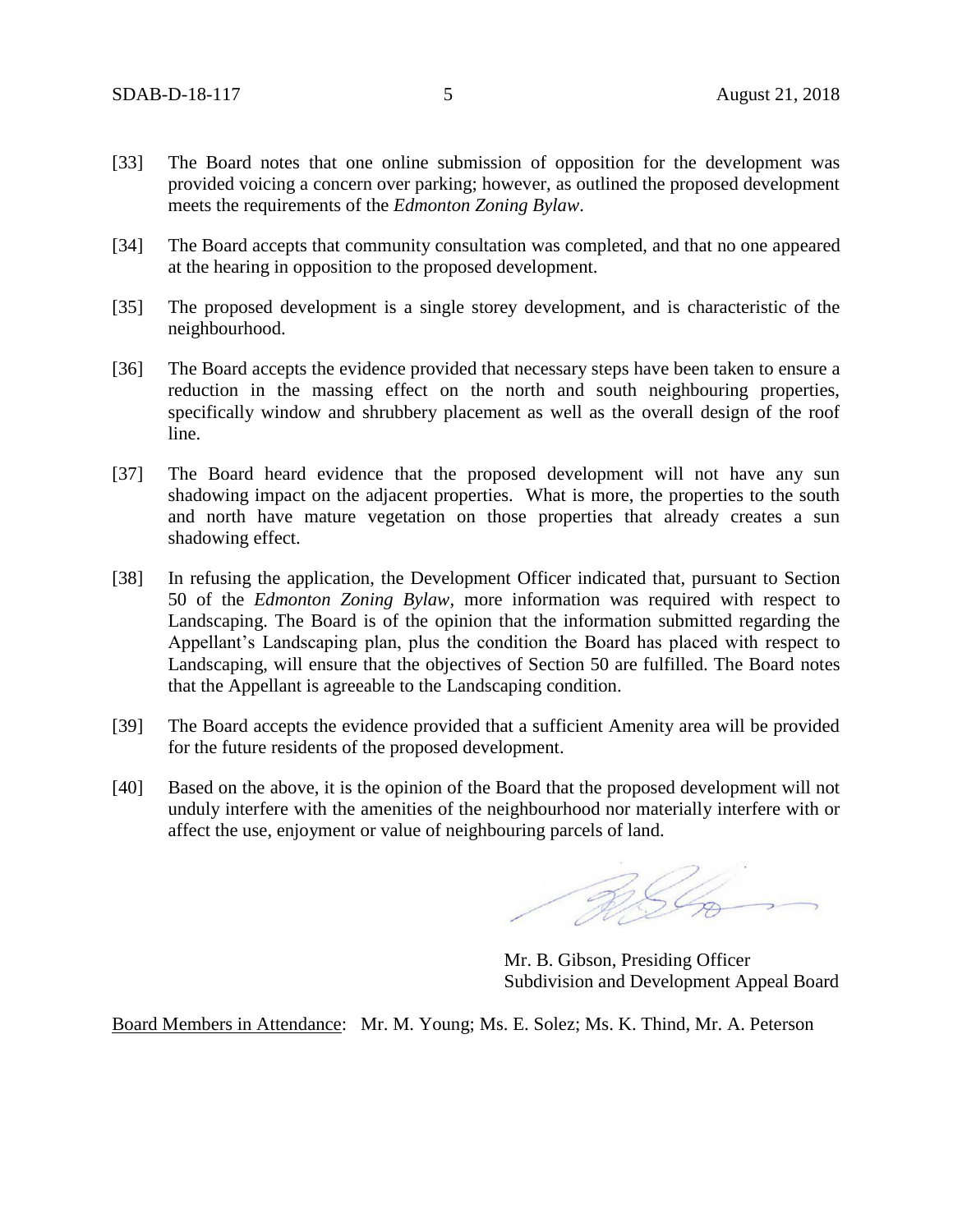[33] The Board notes that one online submission of opposition for the development was provided voicing a concern over parking; however, as outlined the proposed development meets the requirements of the *Edmonton Zoning Bylaw*.

[34] The Board accepts that community consultation was completed, and that no one appeared at the hearing in opposition to the proposed development.

[35] The proposed development is a single storey development, and is characteristic of the neighbourhood.

[36] The Board accepts the evidence provided that necessary steps have been taken to ensure a reduction in the massing effect on the north and south neighbouring properties, specifically window and shrubbery placement as well as the overall design of the roof line.

[37] The Board heard evidence that the proposed development will not have any sun shadowing impact on the adjacent properties. What is more, the properties to the south and north have mature vegetation on those properties that already creates a sun shadowing effect.

[38] In refusing the application, the Development Officer indicated that, pursuant to Section 50 of the *Edmonton Zoning Bylaw*, more information was required with respect to Landscaping. The Board is of the opinion that the information submitted regarding the Appellant's Landscaping plan, plus the condition the Board has placed with respect to Landscaping, will ensure that the objectives of Section 50 are fulfilled. The Board notes that the Appellant is agreeable to the Landscaping condition.

[39] The Board accepts the evidence provided that a sufficient Amenity area will be provided for the future residents of the proposed development.

[40] Based on the above, it is the opinion of the Board that the proposed development will not unduly interfere with the amenities of the neighbourhood nor materially interfere with or affect the use, enjoyment or value of neighbouring parcels of land.

Mr. B. Gibson, Presiding Officer
Subdivision and Development Appeal Board

Board Members in Attendance: Mr. M. Young; Ms. E. Solez; Ms. K. Thind, Mr. A. Peterson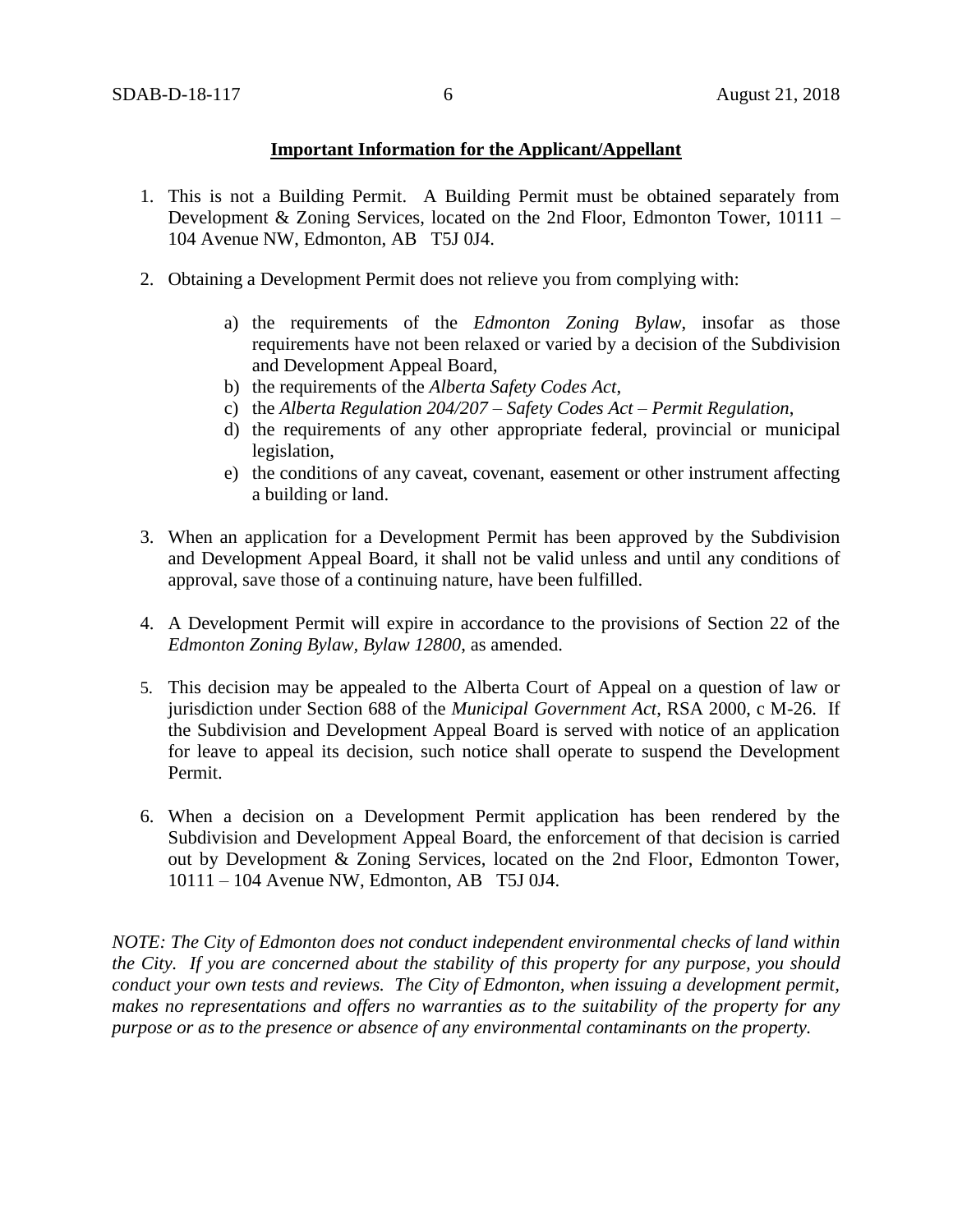**Important Information for the Applicant/Appellant**

1. This is not a Building Permit. A Building Permit must be obtained separately from Development & Zoning Services, located on the 2nd Floor, Edmonton Tower, 10111 – 104 Avenue NW, Edmonton, AB T5J 0J4.

2. Obtaining a Development Permit does not relieve you from complying with:

    a) the requirements of the *Edmonton Zoning Bylaw*, insofar as those requirements have not been relaxed or varied by a decision of the Subdivision and Development Appeal Board,
    b) the requirements of the *Alberta Safety Codes Act*,
    c) the *Alberta Regulation 204/207 – Safety Codes Act – Permit Regulation*,
    d) the requirements of any other appropriate federal, provincial or municipal legislation,
    e) the conditions of any caveat, covenant, easement or other instrument affecting a building or land.

3. When an application for a Development Permit has been approved by the Subdivision and Development Appeal Board, it shall not be valid unless and until any conditions of approval, save those of a continuing nature, have been fulfilled.

4. A Development Permit will expire in accordance to the provisions of Section 22 of the *Edmonton Zoning Bylaw, Bylaw 12800*, as amended.

5. This decision may be appealed to the Alberta Court of Appeal on a question of law or jurisdiction under Section 688 of the *Municipal Government Act*, RSA 2000, c M-26. If the Subdivision and Development Appeal Board is served with notice of an application for leave to appeal its decision, such notice shall operate to suspend the Development Permit.

6. When a decision on a Development Permit application has been rendered by the Subdivision and Development Appeal Board, the enforcement of that decision is carried out by Development & Zoning Services, located on the 2nd Floor, Edmonton Tower, 10111 – 104 Avenue NW, Edmonton, AB T5J 0J4.

*NOTE: The City of Edmonton does not conduct independent environmental checks of land within the City. If you are concerned about the stability of this property for any purpose, you should conduct your own tests and reviews. The City of Edmonton, when issuing a development permit, makes no representations and offers no warranties as to the suitability of the property for any purpose or as to the presence or absence of any environmental contaminants on the property.*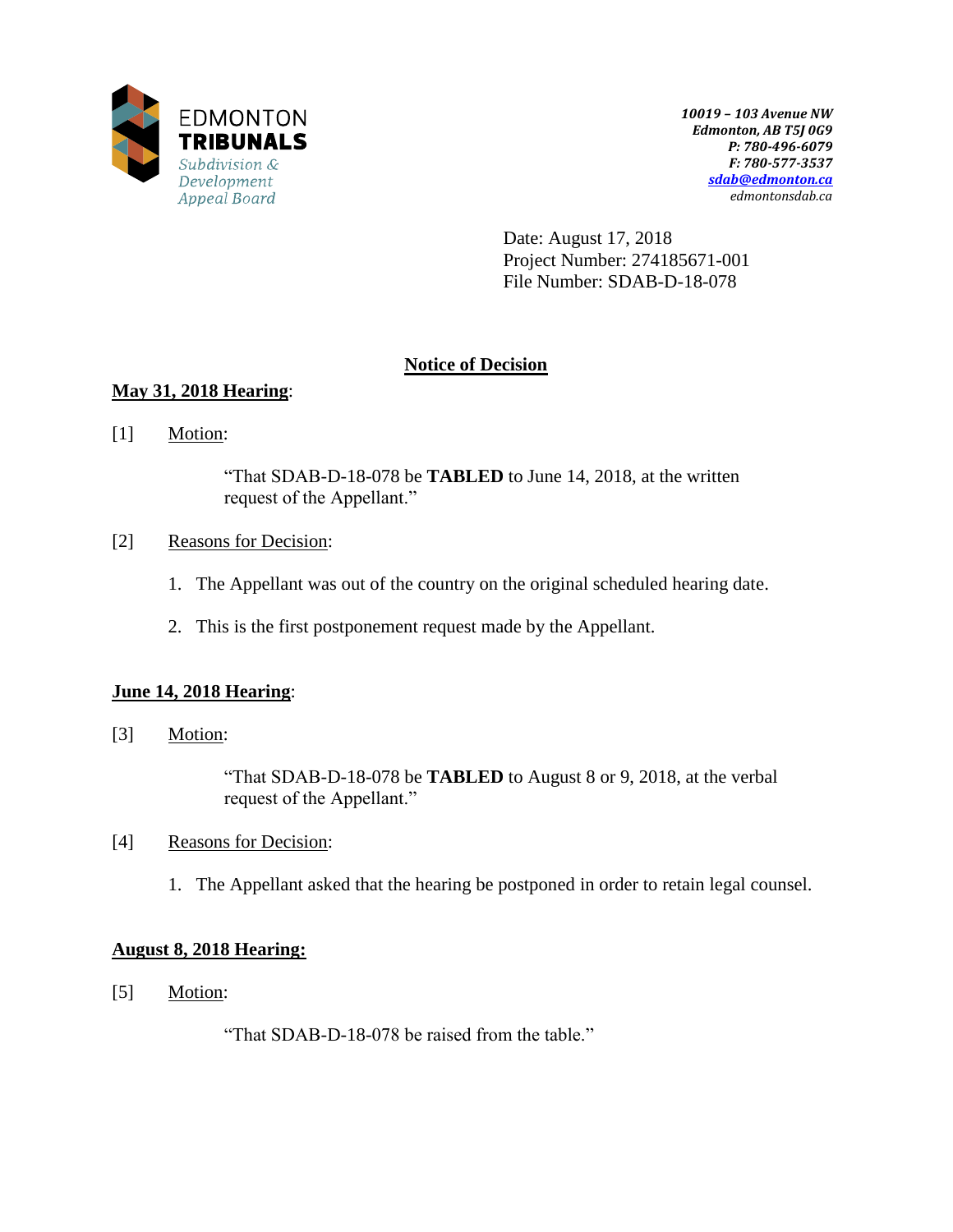**EDMONTON TRIBUNALS**
*Subdivision & Development Appeal Board*

***10019 – 103 Avenue NW***
***Edmonton, AB T5J 0G9***
***P: 780-496-6079***
***F: 780-577-3537***
***sdab@edmonton.ca***
*edmontonsdab.ca*

Date: August 17, 2018
Project Number: 274185671-001
File Number: SDAB-D-18-078

## Notice of Decision

**May 31, 2018 Hearing**:

[1] Motion:

> "That SDAB-D-18-078 be **TABLED** to June 14, 2018, at the written request of the Appellant."

[2] Reasons for Decision:

1. The Appellant was out of the country on the original scheduled hearing date.
2. This is the first postponement request made by the Appellant.

**June 14, 2018 Hearing**:

[3] Motion:

> "That SDAB-D-18-078 be **TABLED** to August 8 or 9, 2018, at the verbal request of the Appellant."

[4] Reasons for Decision:

1. The Appellant asked that the hearing be postponed in order to retain legal counsel.

**August 8, 2018 Hearing:**

[5] Motion:

> "That SDAB-D-18-078 be raised from the table."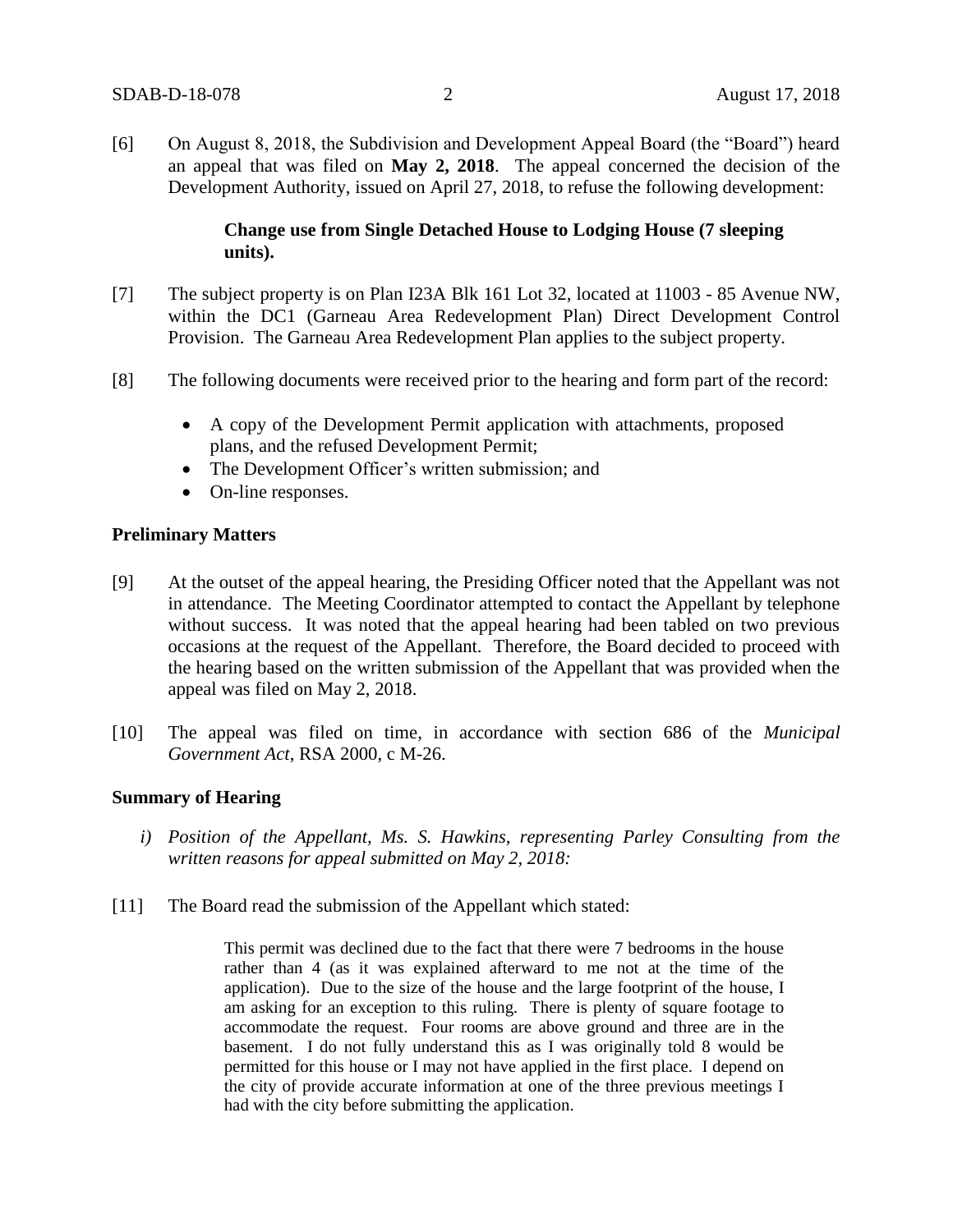[6] On August 8, 2018, the Subdivision and Development Appeal Board (the "Board") heard an appeal that was filed on **May 2, 2018**. The appeal concerned the decision of the Development Authority, issued on April 27, 2018, to refuse the following development:

> **Change use from Single Detached House to Lodging House (7 sleeping units).**

[7] The subject property is on Plan I23A Blk 161 Lot 32, located at 11003 - 85 Avenue NW, within the DC1 (Garneau Area Redevelopment Plan) Direct Development Control Provision. The Garneau Area Redevelopment Plan applies to the subject property.

[8] The following documents were received prior to the hearing and form part of the record:

- A copy of the Development Permit application with attachments, proposed plans, and the refused Development Permit;
- The Development Officer's written submission; and
- On-line responses.

### Preliminary Matters

[9] At the outset of the appeal hearing, the Presiding Officer noted that the Appellant was not in attendance. The Meeting Coordinator attempted to contact the Appellant by telephone without success. It was noted that the appeal hearing had been tabled on two previous occasions at the request of the Appellant. Therefore, the Board decided to proceed with the hearing based on the written submission of the Appellant that was provided when the appeal was filed on May 2, 2018.

[10] The appeal was filed on time, in accordance with section 686 of the *Municipal Government Act*, RSA 2000, c M-26.

### Summary of Hearing

*i) Position of the Appellant, Ms. S. Hawkins, representing Parley Consulting from the written reasons for appeal submitted on May 2, 2018:*

[11] The Board read the submission of the Appellant which stated:

> This permit was declined due to the fact that there were 7 bedrooms in the house rather than 4 (as it was explained afterward to me not at the time of the application). Due to the size of the house and the large footprint of the house, I am asking for an exception to this ruling. There is plenty of square footage to accommodate the request. Four rooms are above ground and three are in the basement. I do not fully understand this as I was originally told 8 would be permitted for this house or I may not have applied in the first place. I depend on the city of provide accurate information at one of the three previous meetings I had with the city before submitting the application.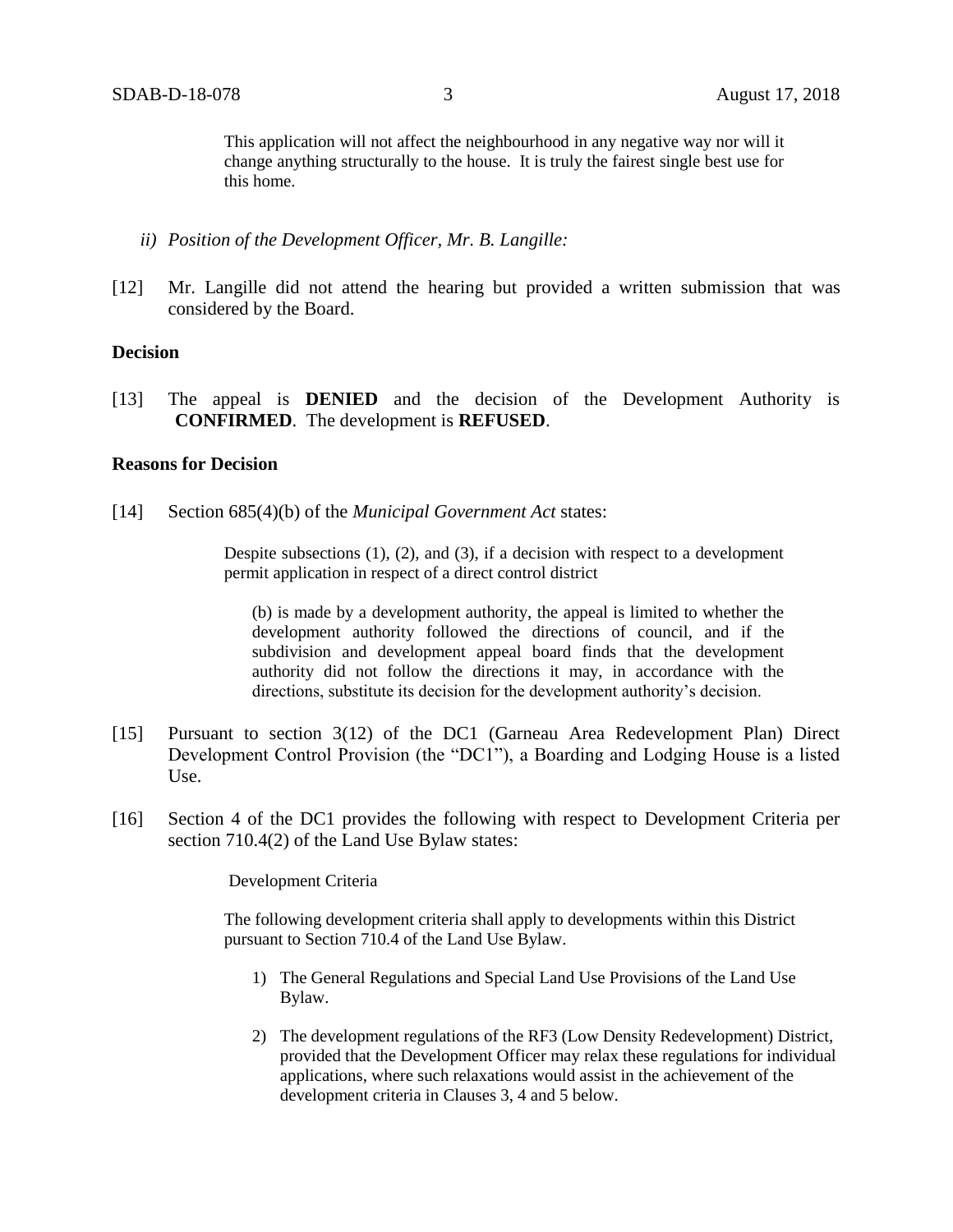> This application will not affect the neighbourhood in any negative way nor will it change anything structurally to the house. It is truly the fairest single best use for this home.

*ii) Position of the Development Officer, Mr. B. Langille:*

[12] Mr. Langille did not attend the hearing but provided a written submission that was considered by the Board.

**Decision**

[13] The appeal is **DENIED** and the decision of the Development Authority is **CONFIRMED**. The development is **REFUSED**.

**Reasons for Decision**

[14] Section 685(4)(b) of the *Municipal Government Act* states:

> Despite subsections (1), (2), and (3), if a decision with respect to a development permit application in respect of a direct control district
>
> > (b) is made by a development authority, the appeal is limited to whether the development authority followed the directions of council, and if the subdivision and development appeal board finds that the development authority did not follow the directions it may, in accordance with the directions, substitute its decision for the development authority's decision.

[15] Pursuant to section 3(12) of the DC1 (Garneau Area Redevelopment Plan) Direct Development Control Provision (the "DC1"), a Boarding and Lodging House is a listed Use.

[16] Section 4 of the DC1 provides the following with respect to Development Criteria per section 710.4(2) of the Land Use Bylaw states:

> Development Criteria
>
> The following development criteria shall apply to developments within this District pursuant to Section 710.4 of the Land Use Bylaw.
>
> 1) The General Regulations and Special Land Use Provisions of the Land Use Bylaw.
>
> 2) The development regulations of the RF3 (Low Density Redevelopment) District, provided that the Development Officer may relax these regulations for individual applications, where such relaxations would assist in the achievement of the development criteria in Clauses 3, 4 and 5 below.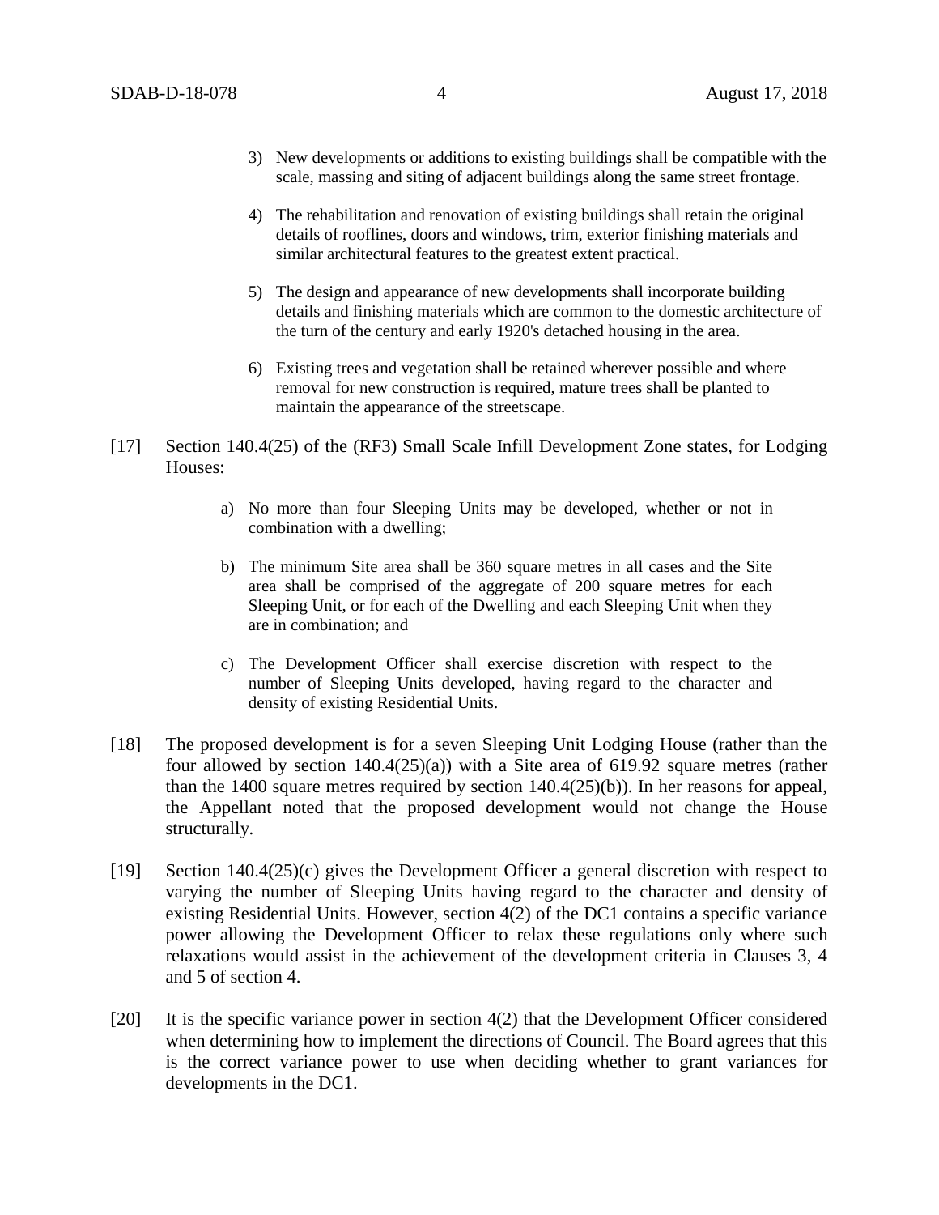3) New developments or additions to existing buildings shall be compatible with the scale, massing and siting of adjacent buildings along the same street frontage.

4) The rehabilitation and renovation of existing buildings shall retain the original details of rooflines, doors and windows, trim, exterior finishing materials and similar architectural features to the greatest extent practical.

5) The design and appearance of new developments shall incorporate building details and finishing materials which are common to the domestic architecture of the turn of the century and early 1920's detached housing in the area.

6) Existing trees and vegetation shall be retained wherever possible and where removal for new construction is required, mature trees shall be planted to maintain the appearance of the streetscape.

[17] Section 140.4(25) of the (RF3) Small Scale Infill Development Zone states, for Lodging Houses:

a) No more than four Sleeping Units may be developed, whether or not in combination with a dwelling;

b) The minimum Site area shall be 360 square metres in all cases and the Site area shall be comprised of the aggregate of 200 square metres for each Sleeping Unit, or for each of the Dwelling and each Sleeping Unit when they are in combination; and

c) The Development Officer shall exercise discretion with respect to the number of Sleeping Units developed, having regard to the character and density of existing Residential Units.

[18] The proposed development is for a seven Sleeping Unit Lodging House (rather than the four allowed by section 140.4(25)(a)) with a Site area of 619.92 square metres (rather than the 1400 square metres required by section 140.4(25)(b)). In her reasons for appeal, the Appellant noted that the proposed development would not change the House structurally.

[19] Section 140.4(25)(c) gives the Development Officer a general discretion with respect to varying the number of Sleeping Units having regard to the character and density of existing Residential Units. However, section 4(2) of the DC1 contains a specific variance power allowing the Development Officer to relax these regulations only where such relaxations would assist in the achievement of the development criteria in Clauses 3, 4 and 5 of section 4.

[20] It is the specific variance power in section 4(2) that the Development Officer considered when determining how to implement the directions of Council. The Board agrees that this is the correct variance power to use when deciding whether to grant variances for developments in the DC1.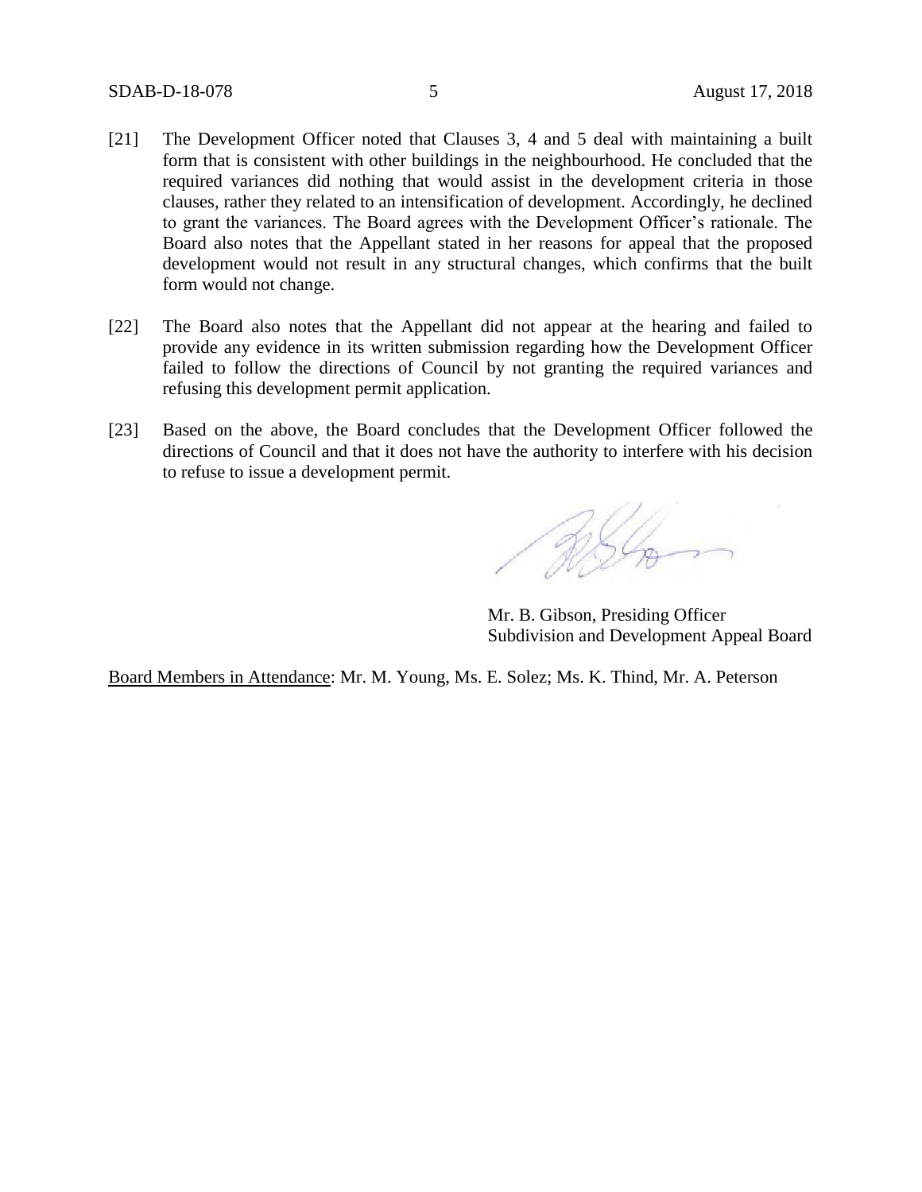[21] The Development Officer noted that Clauses 3, 4 and 5 deal with maintaining a built form that is consistent with other buildings in the neighbourhood. He concluded that the required variances did nothing that would assist in the development criteria in those clauses, rather they related to an intensification of development. Accordingly, he declined to grant the variances. The Board agrees with the Development Officer's rationale. The Board also notes that the Appellant stated in her reasons for appeal that the proposed development would not result in any structural changes, which confirms that the built form would not change.

[22] The Board also notes that the Appellant did not appear at the hearing and failed to provide any evidence in its written submission regarding how the Development Officer failed to follow the directions of Council by not granting the required variances and refusing this development permit application.

[23] Based on the above, the Board concludes that the Development Officer followed the directions of Council and that it does not have the authority to interfere with his decision to refuse to issue a development permit.

Mr. B. Gibson, Presiding Officer
Subdivision and Development Appeal Board

Board Members in Attendance: Mr. M. Young, Ms. E. Solez; Ms. K. Thind, Mr. A. Peterson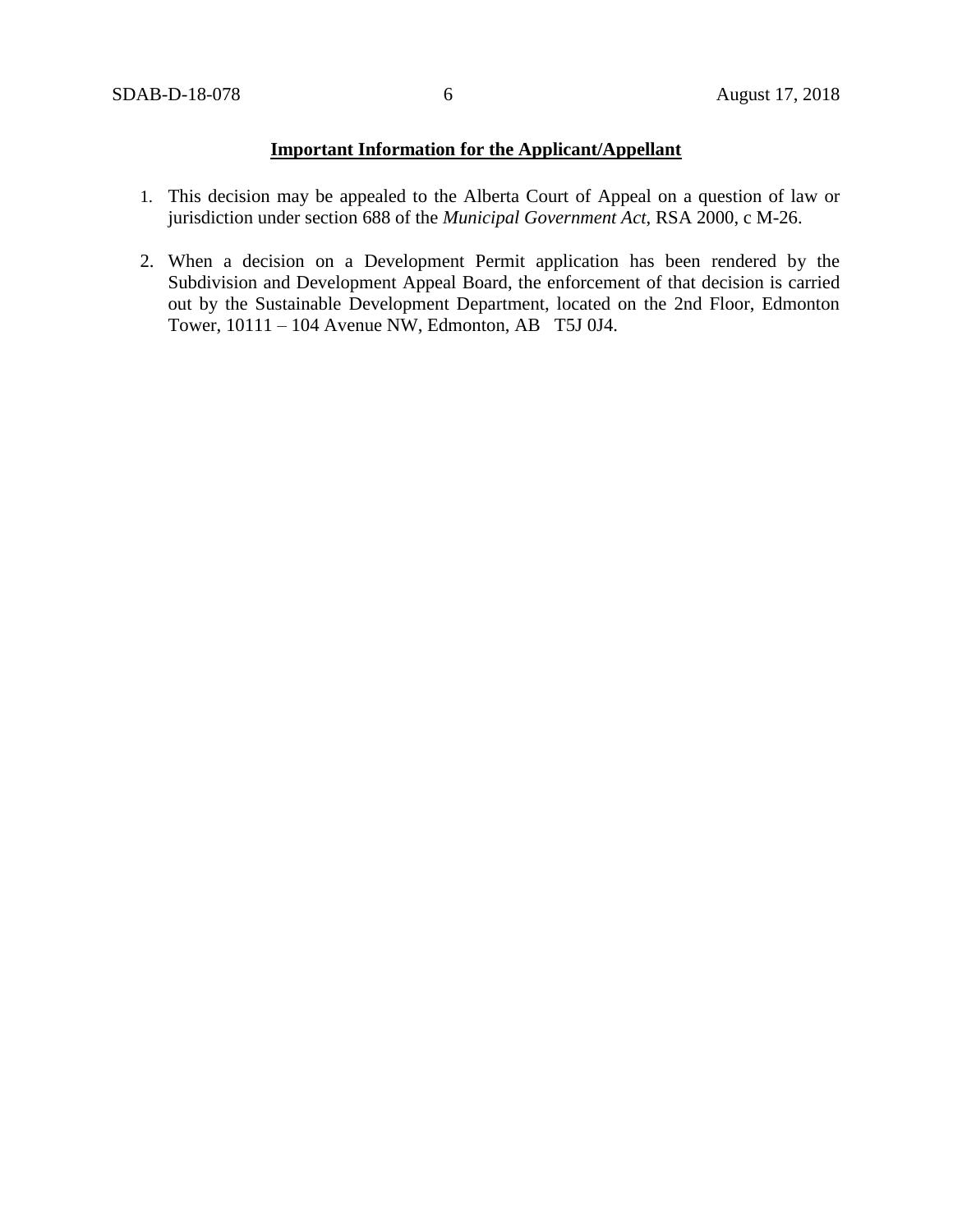**Important Information for the Applicant/Appellant**

1. This decision may be appealed to the Alberta Court of Appeal on a question of law or jurisdiction under section 688 of the *Municipal Government Act*, RSA 2000, c M-26.

2. When a decision on a Development Permit application has been rendered by the Subdivision and Development Appeal Board, the enforcement of that decision is carried out by the Sustainable Development Department, located on the 2nd Floor, Edmonton Tower, 10111 – 104 Avenue NW, Edmonton, AB T5J 0J4.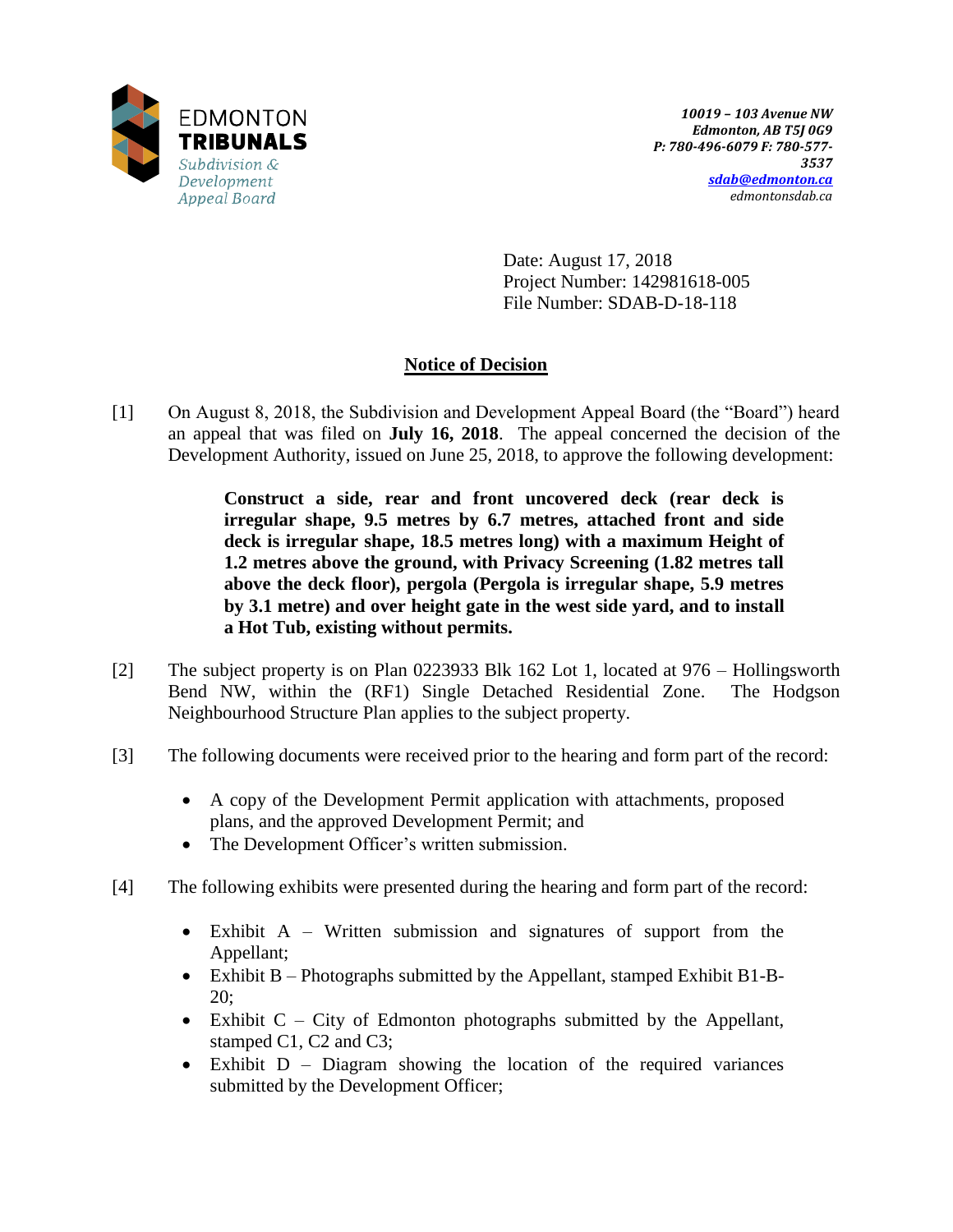EDMONTON **TRIBUNALS**
*Subdivision & Development Appeal Board*

*10019 – 103 Avenue NW*
*Edmonton, AB T5J 0G9*
*P: 780-496-6079 F: 780-577-3537*
*sdab@edmonton.ca*
*edmontonsdab.ca*

Date: August 17, 2018
Project Number: 142981618-005
File Number: SDAB-D-18-118

## Notice of Decision

[1] On August 8, 2018, the Subdivision and Development Appeal Board (the "Board") heard an appeal that was filed on **July 16, 2018**. The appeal concerned the decision of the Development Authority, issued on June 25, 2018, to approve the following development:

> **Construct a side, rear and front uncovered deck (rear deck is irregular shape, 9.5 metres by 6.7 metres, attached front and side deck is irregular shape, 18.5 metres long) with a maximum Height of 1.2 metres above the ground, with Privacy Screening (1.82 metres tall above the deck floor), pergola (Pergola is irregular shape, 5.9 metres by 3.1 metre) and over height gate in the west side yard, and to install a Hot Tub, existing without permits.**

[2] The subject property is on Plan 0223933 Blk 162 Lot 1, located at 976 – Hollingsworth Bend NW, within the (RF1) Single Detached Residential Zone. The Hodgson Neighbourhood Structure Plan applies to the subject property.

[3] The following documents were received prior to the hearing and form part of the record:

- A copy of the Development Permit application with attachments, proposed plans, and the approved Development Permit; and
- The Development Officer's written submission.

[4] The following exhibits were presented during the hearing and form part of the record:

- Exhibit A – Written submission and signatures of support from the Appellant;
- Exhibit B – Photographs submitted by the Appellant, stamped Exhibit B1-B-20;
- Exhibit C – City of Edmonton photographs submitted by the Appellant, stamped C1, C2 and C3;
- Exhibit D – Diagram showing the location of the required variances submitted by the Development Officer;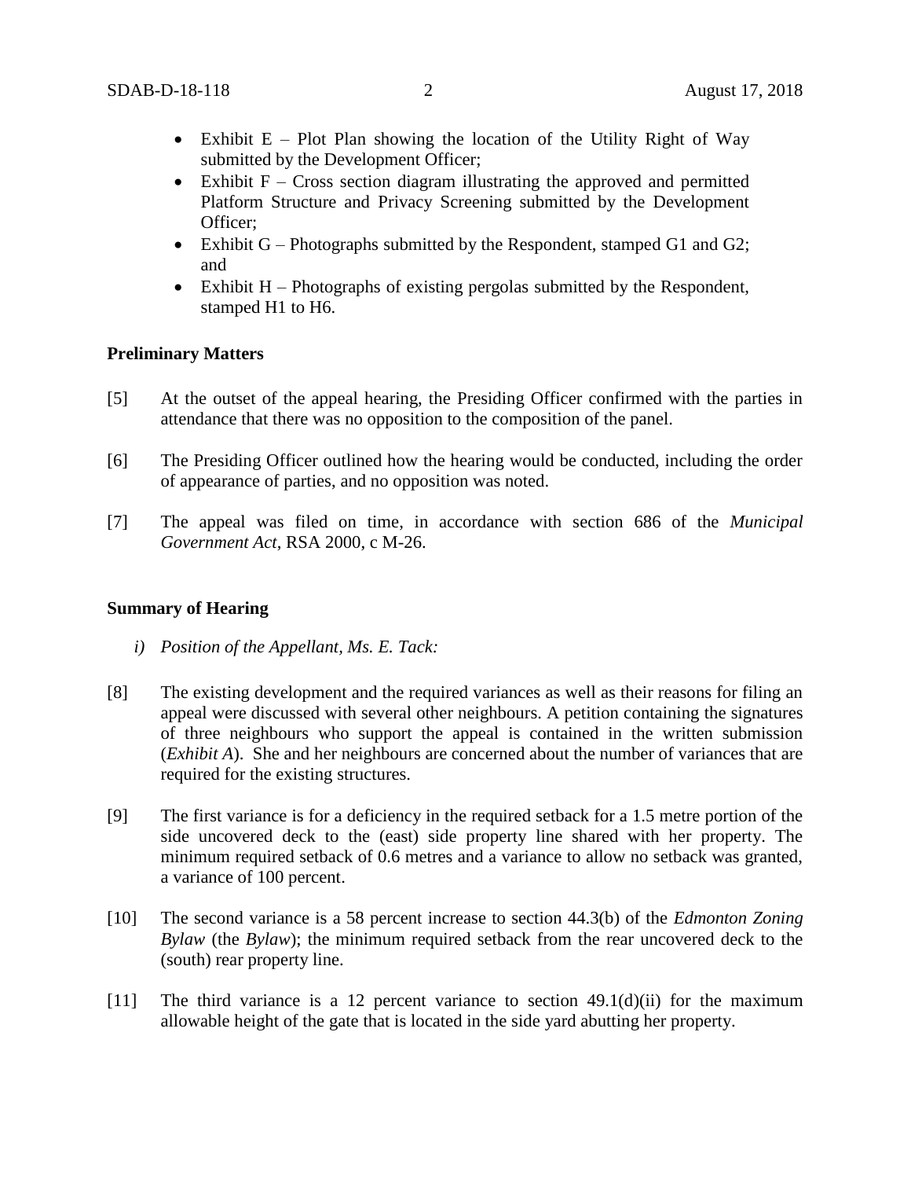- Exhibit E – Plot Plan showing the location of the Utility Right of Way submitted by the Development Officer;
- Exhibit F – Cross section diagram illustrating the approved and permitted Platform Structure and Privacy Screening submitted by the Development Officer;
- Exhibit G – Photographs submitted by the Respondent, stamped G1 and G2; and
- Exhibit H – Photographs of existing pergolas submitted by the Respondent, stamped H1 to H6.

**Preliminary Matters**

[5] At the outset of the appeal hearing, the Presiding Officer confirmed with the parties in attendance that there was no opposition to the composition of the panel.

[6] The Presiding Officer outlined how the hearing would be conducted, including the order of appearance of parties, and no opposition was noted.

[7] The appeal was filed on time, in accordance with section 686 of the *Municipal Government Act*, RSA 2000, c M-26.

**Summary of Hearing**

*i) Position of the Appellant, Ms. E. Tack:*

[8] The existing development and the required variances as well as their reasons for filing an appeal were discussed with several other neighbours. A petition containing the signatures of three neighbours who support the appeal is contained in the written submission (*Exhibit A*). She and her neighbours are concerned about the number of variances that are required for the existing structures.

[9] The first variance is for a deficiency in the required setback for a 1.5 metre portion of the side uncovered deck to the (east) side property line shared with her property. The minimum required setback of 0.6 metres and a variance to allow no setback was granted, a variance of 100 percent.

[10] The second variance is a 58 percent increase to section 44.3(b) of the *Edmonton Zoning Bylaw* (the *Bylaw*); the minimum required setback from the rear uncovered deck to the (south) rear property line.

[11] The third variance is a 12 percent variance to section 49.1(d)(ii) for the maximum allowable height of the gate that is located in the side yard abutting her property.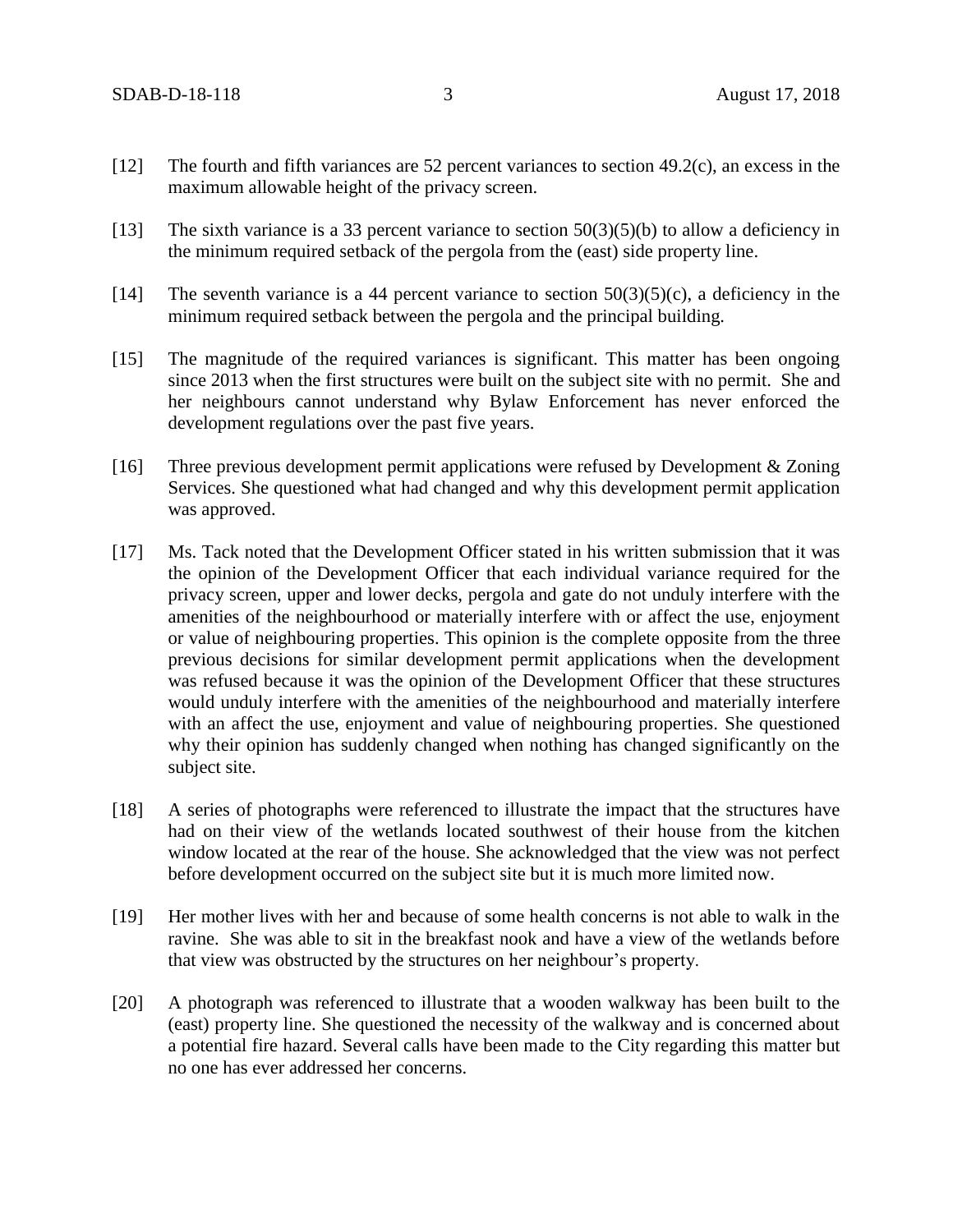[12] The fourth and fifth variances are 52 percent variances to section 49.2(c), an excess in the maximum allowable height of the privacy screen.

[13] The sixth variance is a 33 percent variance to section 50(3)(5)(b) to allow a deficiency in the minimum required setback of the pergola from the (east) side property line.

[14] The seventh variance is a 44 percent variance to section 50(3)(5)(c), a deficiency in the minimum required setback between the pergola and the principal building.

[15] The magnitude of the required variances is significant. This matter has been ongoing since 2013 when the first structures were built on the subject site with no permit. She and her neighbours cannot understand why Bylaw Enforcement has never enforced the development regulations over the past five years.

[16] Three previous development permit applications were refused by Development & Zoning Services. She questioned what had changed and why this development permit application was approved.

[17] Ms. Tack noted that the Development Officer stated in his written submission that it was the opinion of the Development Officer that each individual variance required for the privacy screen, upper and lower decks, pergola and gate do not unduly interfere with the amenities of the neighbourhood or materially interfere with or affect the use, enjoyment or value of neighbouring properties. This opinion is the complete opposite from the three previous decisions for similar development permit applications when the development was refused because it was the opinion of the Development Officer that these structures would unduly interfere with the amenities of the neighbourhood and materially interfere with an affect the use, enjoyment and value of neighbouring properties. She questioned why their opinion has suddenly changed when nothing has changed significantly on the subject site.

[18] A series of photographs were referenced to illustrate the impact that the structures have had on their view of the wetlands located southwest of their house from the kitchen window located at the rear of the house. She acknowledged that the view was not perfect before development occurred on the subject site but it is much more limited now.

[19] Her mother lives with her and because of some health concerns is not able to walk in the ravine. She was able to sit in the breakfast nook and have a view of the wetlands before that view was obstructed by the structures on her neighbour's property.

[20] A photograph was referenced to illustrate that a wooden walkway has been built to the (east) property line. She questioned the necessity of the walkway and is concerned about a potential fire hazard. Several calls have been made to the City regarding this matter but no one has ever addressed her concerns.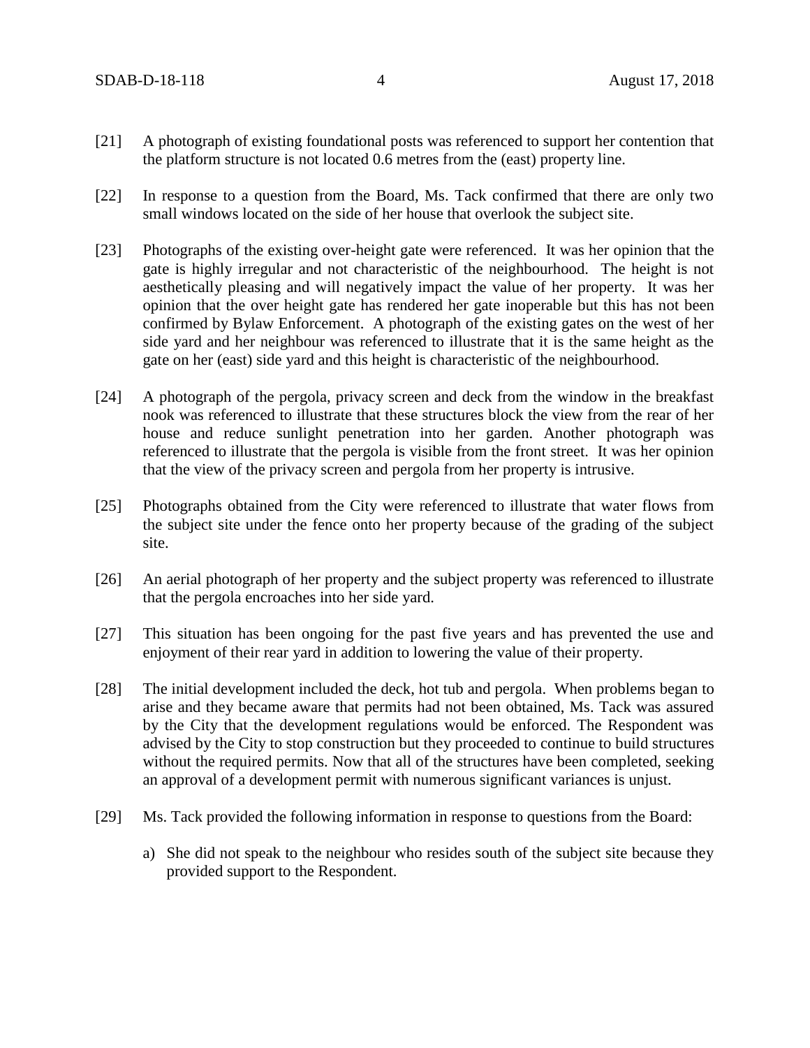[21] A photograph of existing foundational posts was referenced to support her contention that the platform structure is not located 0.6 metres from the (east) property line.

[22] In response to a question from the Board, Ms. Tack confirmed that there are only two small windows located on the side of her house that overlook the subject site.

[23] Photographs of the existing over-height gate were referenced. It was her opinion that the gate is highly irregular and not characteristic of the neighbourhood. The height is not aesthetically pleasing and will negatively impact the value of her property. It was her opinion that the over height gate has rendered her gate inoperable but this has not been confirmed by Bylaw Enforcement. A photograph of the existing gates on the west of her side yard and her neighbour was referenced to illustrate that it is the same height as the gate on her (east) side yard and this height is characteristic of the neighbourhood.

[24] A photograph of the pergola, privacy screen and deck from the window in the breakfast nook was referenced to illustrate that these structures block the view from the rear of her house and reduce sunlight penetration into her garden. Another photograph was referenced to illustrate that the pergola is visible from the front street. It was her opinion that the view of the privacy screen and pergola from her property is intrusive.

[25] Photographs obtained from the City were referenced to illustrate that water flows from the subject site under the fence onto her property because of the grading of the subject site.

[26] An aerial photograph of her property and the subject property was referenced to illustrate that the pergola encroaches into her side yard.

[27] This situation has been ongoing for the past five years and has prevented the use and enjoyment of their rear yard in addition to lowering the value of their property.

[28] The initial development included the deck, hot tub and pergola. When problems began to arise and they became aware that permits had not been obtained, Ms. Tack was assured by the City that the development regulations would be enforced. The Respondent was advised by the City to stop construction but they proceeded to continue to build structures without the required permits. Now that all of the structures have been completed, seeking an approval of a development permit with numerous significant variances is unjust.

[29] Ms. Tack provided the following information in response to questions from the Board:

a) She did not speak to the neighbour who resides south of the subject site because they provided support to the Respondent.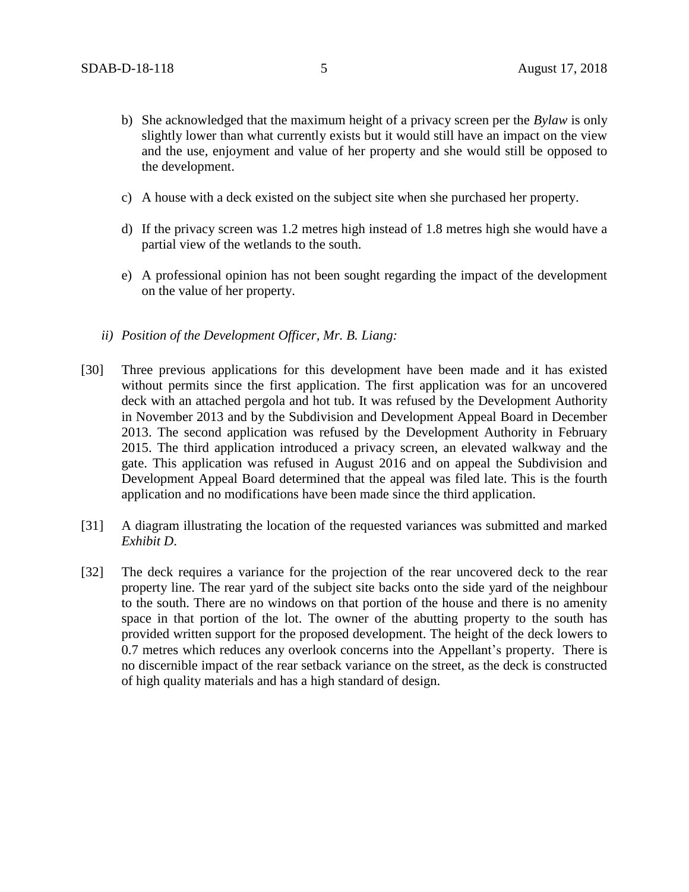b) She acknowledged that the maximum height of a privacy screen per the *Bylaw* is only slightly lower than what currently exists but it would still have an impact on the view and the use, enjoyment and value of her property and she would still be opposed to the development.

c) A house with a deck existed on the subject site when she purchased her property.

d) If the privacy screen was 1.2 metres high instead of 1.8 metres high she would have a partial view of the wetlands to the south.

e) A professional opinion has not been sought regarding the impact of the development on the value of her property.

*ii) Position of the Development Officer, Mr. B. Liang:*

[30] Three previous applications for this development have been made and it has existed without permits since the first application. The first application was for an uncovered deck with an attached pergola and hot tub. It was refused by the Development Authority in November 2013 and by the Subdivision and Development Appeal Board in December 2013. The second application was refused by the Development Authority in February 2015. The third application introduced a privacy screen, an elevated walkway and the gate. This application was refused in August 2016 and on appeal the Subdivision and Development Appeal Board determined that the appeal was filed late. This is the fourth application and no modifications have been made since the third application.

[31] A diagram illustrating the location of the requested variances was submitted and marked *Exhibit D*.

[32] The deck requires a variance for the projection of the rear uncovered deck to the rear property line. The rear yard of the subject site backs onto the side yard of the neighbour to the south. There are no windows on that portion of the house and there is no amenity space in that portion of the lot. The owner of the abutting property to the south has provided written support for the proposed development. The height of the deck lowers to 0.7 metres which reduces any overlook concerns into the Appellant's property. There is no discernible impact of the rear setback variance on the street, as the deck is constructed of high quality materials and has a high standard of design.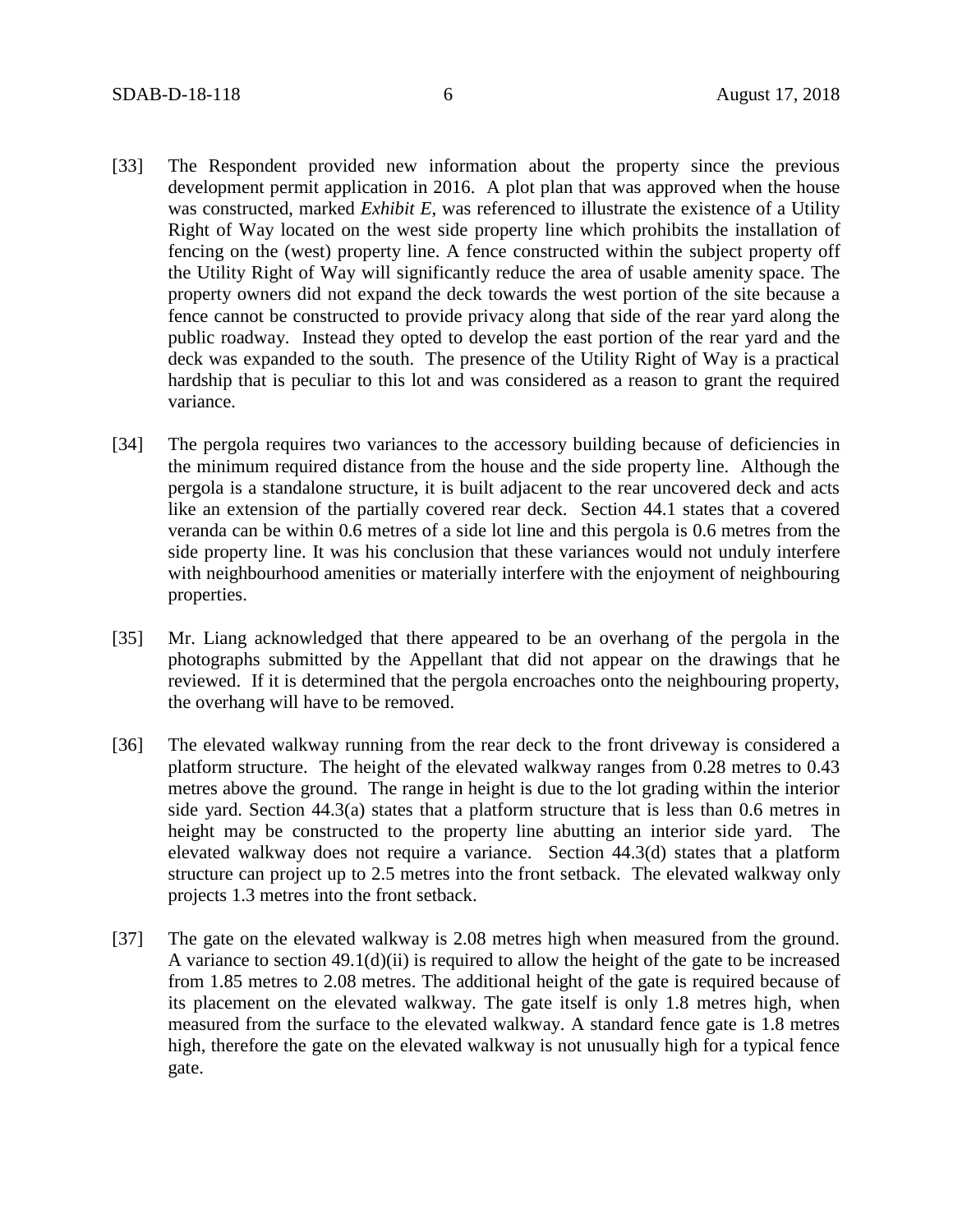[33] The Respondent provided new information about the property since the previous development permit application in 2016. A plot plan that was approved when the house was constructed, marked *Exhibit E*, was referenced to illustrate the existence of a Utility Right of Way located on the west side property line which prohibits the installation of fencing on the (west) property line. A fence constructed within the subject property off the Utility Right of Way will significantly reduce the area of usable amenity space. The property owners did not expand the deck towards the west portion of the site because a fence cannot be constructed to provide privacy along that side of the rear yard along the public roadway. Instead they opted to develop the east portion of the rear yard and the deck was expanded to the south. The presence of the Utility Right of Way is a practical hardship that is peculiar to this lot and was considered as a reason to grant the required variance.

[34] The pergola requires two variances to the accessory building because of deficiencies in the minimum required distance from the house and the side property line. Although the pergola is a standalone structure, it is built adjacent to the rear uncovered deck and acts like an extension of the partially covered rear deck. Section 44.1 states that a covered veranda can be within 0.6 metres of a side lot line and this pergola is 0.6 metres from the side property line. It was his conclusion that these variances would not unduly interfere with neighbourhood amenities or materially interfere with the enjoyment of neighbouring properties.

[35] Mr. Liang acknowledged that there appeared to be an overhang of the pergola in the photographs submitted by the Appellant that did not appear on the drawings that he reviewed. If it is determined that the pergola encroaches onto the neighbouring property, the overhang will have to be removed.

[36] The elevated walkway running from the rear deck to the front driveway is considered a platform structure. The height of the elevated walkway ranges from 0.28 metres to 0.43 metres above the ground. The range in height is due to the lot grading within the interior side yard. Section 44.3(a) states that a platform structure that is less than 0.6 metres in height may be constructed to the property line abutting an interior side yard. The elevated walkway does not require a variance. Section 44.3(d) states that a platform structure can project up to 2.5 metres into the front setback. The elevated walkway only projects 1.3 metres into the front setback.

[37] The gate on the elevated walkway is 2.08 metres high when measured from the ground. A variance to section 49.1(d)(ii) is required to allow the height of the gate to be increased from 1.85 metres to 2.08 metres. The additional height of the gate is required because of its placement on the elevated walkway. The gate itself is only 1.8 metres high, when measured from the surface to the elevated walkway. A standard fence gate is 1.8 metres high, therefore the gate on the elevated walkway is not unusually high for a typical fence gate.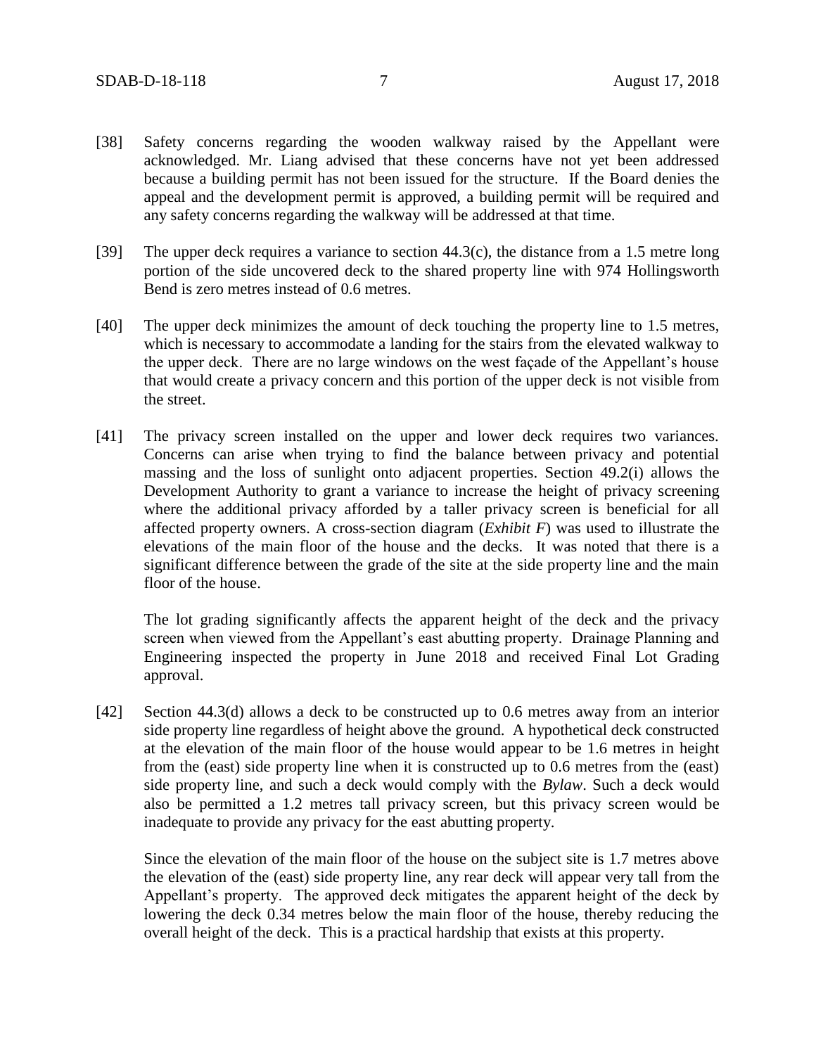[38] Safety concerns regarding the wooden walkway raised by the Appellant were acknowledged. Mr. Liang advised that these concerns have not yet been addressed because a building permit has not been issued for the structure. If the Board denies the appeal and the development permit is approved, a building permit will be required and any safety concerns regarding the walkway will be addressed at that time.

[39] The upper deck requires a variance to section 44.3(c), the distance from a 1.5 metre long portion of the side uncovered deck to the shared property line with 974 Hollingsworth Bend is zero metres instead of 0.6 metres.

[40] The upper deck minimizes the amount of deck touching the property line to 1.5 metres, which is necessary to accommodate a landing for the stairs from the elevated walkway to the upper deck. There are no large windows on the west façade of the Appellant's house that would create a privacy concern and this portion of the upper deck is not visible from the street.

[41] The privacy screen installed on the upper and lower deck requires two variances. Concerns can arise when trying to find the balance between privacy and potential massing and the loss of sunlight onto adjacent properties. Section 49.2(i) allows the Development Authority to grant a variance to increase the height of privacy screening where the additional privacy afforded by a taller privacy screen is beneficial for all affected property owners. A cross-section diagram (*Exhibit F*) was used to illustrate the elevations of the main floor of the house and the decks. It was noted that there is a significant difference between the grade of the site at the side property line and the main floor of the house.

The lot grading significantly affects the apparent height of the deck and the privacy screen when viewed from the Appellant's east abutting property. Drainage Planning and Engineering inspected the property in June 2018 and received Final Lot Grading approval.

[42] Section 44.3(d) allows a deck to be constructed up to 0.6 metres away from an interior side property line regardless of height above the ground. A hypothetical deck constructed at the elevation of the main floor of the house would appear to be 1.6 metres in height from the (east) side property line when it is constructed up to 0.6 metres from the (east) side property line, and such a deck would comply with the *Bylaw*. Such a deck would also be permitted a 1.2 metres tall privacy screen, but this privacy screen would be inadequate to provide any privacy for the east abutting property.

Since the elevation of the main floor of the house on the subject site is 1.7 metres above the elevation of the (east) side property line, any rear deck will appear very tall from the Appellant's property. The approved deck mitigates the apparent height of the deck by lowering the deck 0.34 metres below the main floor of the house, thereby reducing the overall height of the deck. This is a practical hardship that exists at this property.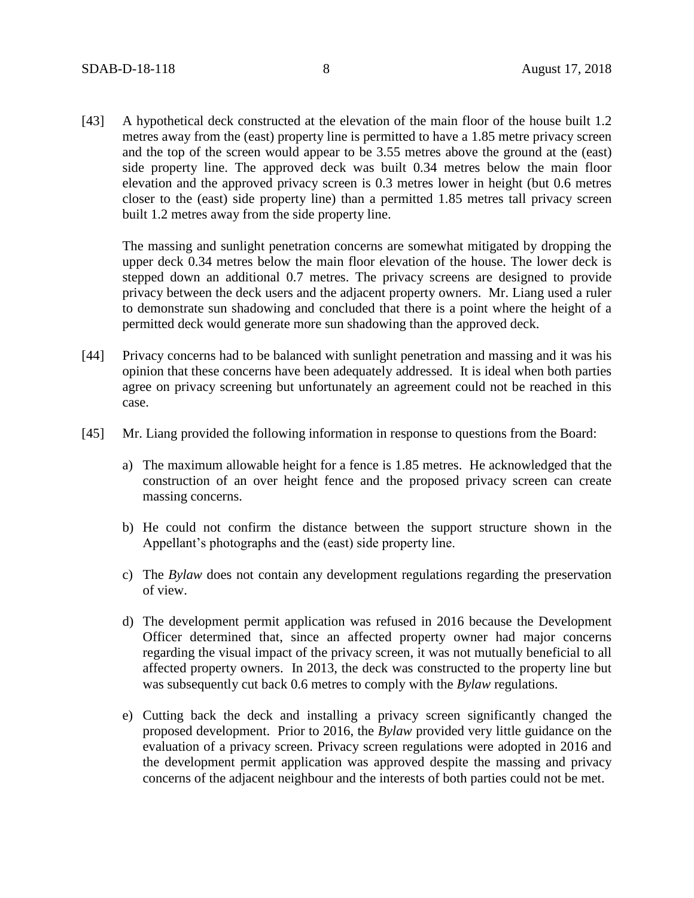[43] A hypothetical deck constructed at the elevation of the main floor of the house built 1.2 metres away from the (east) property line is permitted to have a 1.85 metre privacy screen and the top of the screen would appear to be 3.55 metres above the ground at the (east) side property line. The approved deck was built 0.34 metres below the main floor elevation and the approved privacy screen is 0.3 metres lower in height (but 0.6 metres closer to the (east) side property line) than a permitted 1.85 metres tall privacy screen built 1.2 metres away from the side property line.

The massing and sunlight penetration concerns are somewhat mitigated by dropping the upper deck 0.34 metres below the main floor elevation of the house. The lower deck is stepped down an additional 0.7 metres. The privacy screens are designed to provide privacy between the deck users and the adjacent property owners. Mr. Liang used a ruler to demonstrate sun shadowing and concluded that there is a point where the height of a permitted deck would generate more sun shadowing than the approved deck.

[44] Privacy concerns had to be balanced with sunlight penetration and massing and it was his opinion that these concerns have been adequately addressed. It is ideal when both parties agree on privacy screening but unfortunately an agreement could not be reached in this case.

[45] Mr. Liang provided the following information in response to questions from the Board:

a) The maximum allowable height for a fence is 1.85 metres. He acknowledged that the construction of an over height fence and the proposed privacy screen can create massing concerns.

b) He could not confirm the distance between the support structure shown in the Appellant's photographs and the (east) side property line.

c) The *Bylaw* does not contain any development regulations regarding the preservation of view.

d) The development permit application was refused in 2016 because the Development Officer determined that, since an affected property owner had major concerns regarding the visual impact of the privacy screen, it was not mutually beneficial to all affected property owners. In 2013, the deck was constructed to the property line but was subsequently cut back 0.6 metres to comply with the *Bylaw* regulations.

e) Cutting back the deck and installing a privacy screen significantly changed the proposed development. Prior to 2016, the *Bylaw* provided very little guidance on the evaluation of a privacy screen. Privacy screen regulations were adopted in 2016 and the development permit application was approved despite the massing and privacy concerns of the adjacent neighbour and the interests of both parties could not be met.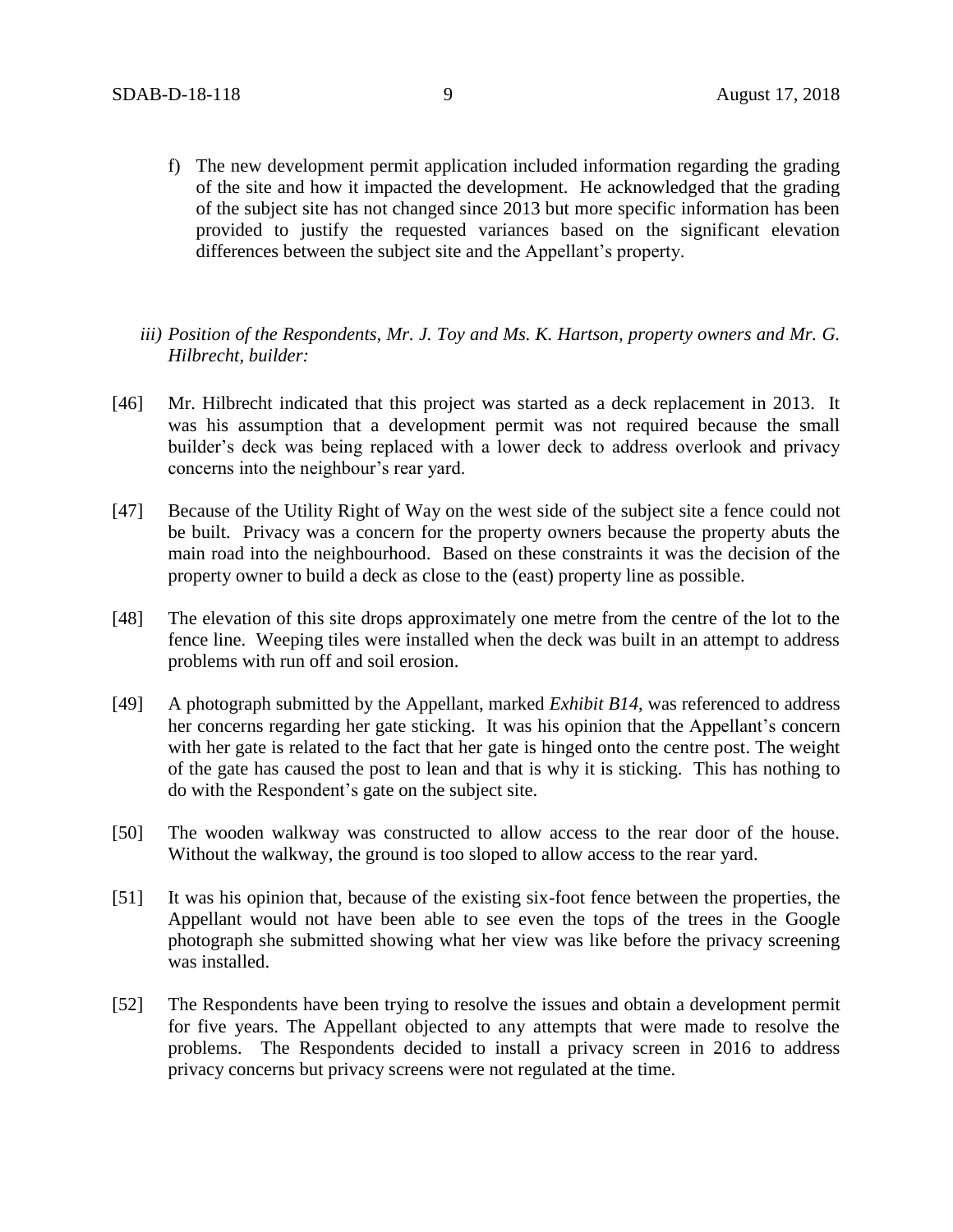f) The new development permit application included information regarding the grading of the site and how it impacted the development. He acknowledged that the grading of the subject site has not changed since 2013 but more specific information has been provided to justify the requested variances based on the significant elevation differences between the subject site and the Appellant's property.

*iii) Position of the Respondents, Mr. J. Toy and Ms. K. Hartson, property owners and Mr. G. Hilbrecht, builder:*

[46] Mr. Hilbrecht indicated that this project was started as a deck replacement in 2013. It was his assumption that a development permit was not required because the small builder's deck was being replaced with a lower deck to address overlook and privacy concerns into the neighbour's rear yard.

[47] Because of the Utility Right of Way on the west side of the subject site a fence could not be built. Privacy was a concern for the property owners because the property abuts the main road into the neighbourhood. Based on these constraints it was the decision of the property owner to build a deck as close to the (east) property line as possible.

[48] The elevation of this site drops approximately one metre from the centre of the lot to the fence line. Weeping tiles were installed when the deck was built in an attempt to address problems with run off and soil erosion.

[49] A photograph submitted by the Appellant, marked *Exhibit B14*, was referenced to address her concerns regarding her gate sticking. It was his opinion that the Appellant's concern with her gate is related to the fact that her gate is hinged onto the centre post. The weight of the gate has caused the post to lean and that is why it is sticking. This has nothing to do with the Respondent's gate on the subject site.

[50] The wooden walkway was constructed to allow access to the rear door of the house. Without the walkway, the ground is too sloped to allow access to the rear yard.

[51] It was his opinion that, because of the existing six-foot fence between the properties, the Appellant would not have been able to see even the tops of the trees in the Google photograph she submitted showing what her view was like before the privacy screening was installed.

[52] The Respondents have been trying to resolve the issues and obtain a development permit for five years. The Appellant objected to any attempts that were made to resolve the problems. The Respondents decided to install a privacy screen in 2016 to address privacy concerns but privacy screens were not regulated at the time.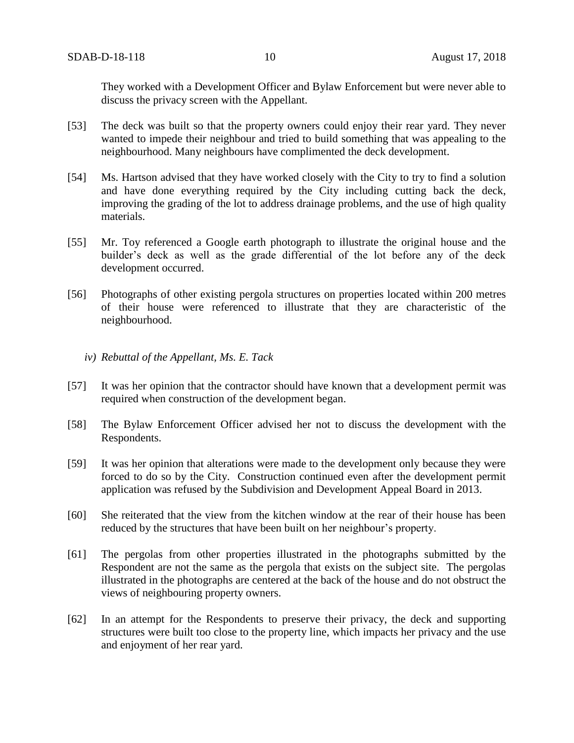They worked with a Development Officer and Bylaw Enforcement but were never able to discuss the privacy screen with the Appellant.

[53] The deck was built so that the property owners could enjoy their rear yard. They never wanted to impede their neighbour and tried to build something that was appealing to the neighbourhood. Many neighbours have complimented the deck development.

[54] Ms. Hartson advised that they have worked closely with the City to try to find a solution and have done everything required by the City including cutting back the deck, improving the grading of the lot to address drainage problems, and the use of high quality materials.

[55] Mr. Toy referenced a Google earth photograph to illustrate the original house and the builder's deck as well as the grade differential of the lot before any of the deck development occurred.

[56] Photographs of other existing pergola structures on properties located within 200 metres of their house were referenced to illustrate that they are characteristic of the neighbourhood.

*iv) Rebuttal of the Appellant, Ms. E. Tack*

[57] It was her opinion that the contractor should have known that a development permit was required when construction of the development began.

[58] The Bylaw Enforcement Officer advised her not to discuss the development with the Respondents.

[59] It was her opinion that alterations were made to the development only because they were forced to do so by the City. Construction continued even after the development permit application was refused by the Subdivision and Development Appeal Board in 2013.

[60] She reiterated that the view from the kitchen window at the rear of their house has been reduced by the structures that have been built on her neighbour's property.

[61] The pergolas from other properties illustrated in the photographs submitted by the Respondent are not the same as the pergola that exists on the subject site. The pergolas illustrated in the photographs are centered at the back of the house and do not obstruct the views of neighbouring property owners.

[62] In an attempt for the Respondents to preserve their privacy, the deck and supporting structures were built too close to the property line, which impacts her privacy and the use and enjoyment of her rear yard.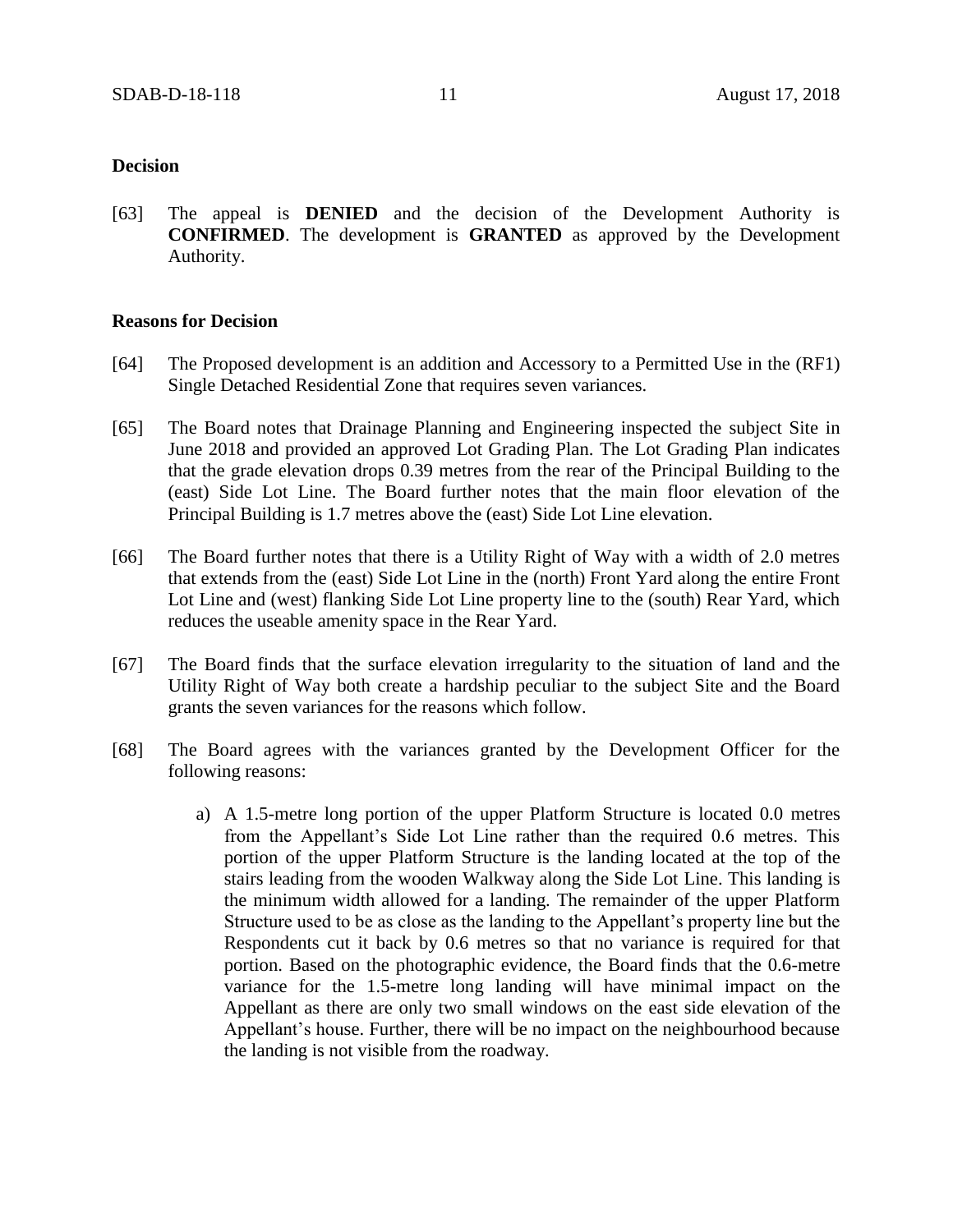**Decision**

[63] The appeal is **DENIED** and the decision of the Development Authority is **CONFIRMED**. The development is **GRANTED** as approved by the Development Authority.

**Reasons for Decision**

[64] The Proposed development is an addition and Accessory to a Permitted Use in the (RF1) Single Detached Residential Zone that requires seven variances.

[65] The Board notes that Drainage Planning and Engineering inspected the subject Site in June 2018 and provided an approved Lot Grading Plan. The Lot Grading Plan indicates that the grade elevation drops 0.39 metres from the rear of the Principal Building to the (east) Side Lot Line. The Board further notes that the main floor elevation of the Principal Building is 1.7 metres above the (east) Side Lot Line elevation.

[66] The Board further notes that there is a Utility Right of Way with a width of 2.0 metres that extends from the (east) Side Lot Line in the (north) Front Yard along the entire Front Lot Line and (west) flanking Side Lot Line property line to the (south) Rear Yard, which reduces the useable amenity space in the Rear Yard.

[67] The Board finds that the surface elevation irregularity to the situation of land and the Utility Right of Way both create a hardship peculiar to the subject Site and the Board grants the seven variances for the reasons which follow.

[68] The Board agrees with the variances granted by the Development Officer for the following reasons:

a) A 1.5-metre long portion of the upper Platform Structure is located 0.0 metres from the Appellant's Side Lot Line rather than the required 0.6 metres. This portion of the upper Platform Structure is the landing located at the top of the stairs leading from the wooden Walkway along the Side Lot Line. This landing is the minimum width allowed for a landing. The remainder of the upper Platform Structure used to be as close as the landing to the Appellant's property line but the Respondents cut it back by 0.6 metres so that no variance is required for that portion. Based on the photographic evidence, the Board finds that the 0.6-metre variance for the 1.5-metre long landing will have minimal impact on the Appellant as there are only two small windows on the east side elevation of the Appellant's house. Further, there will be no impact on the neighbourhood because the landing is not visible from the roadway.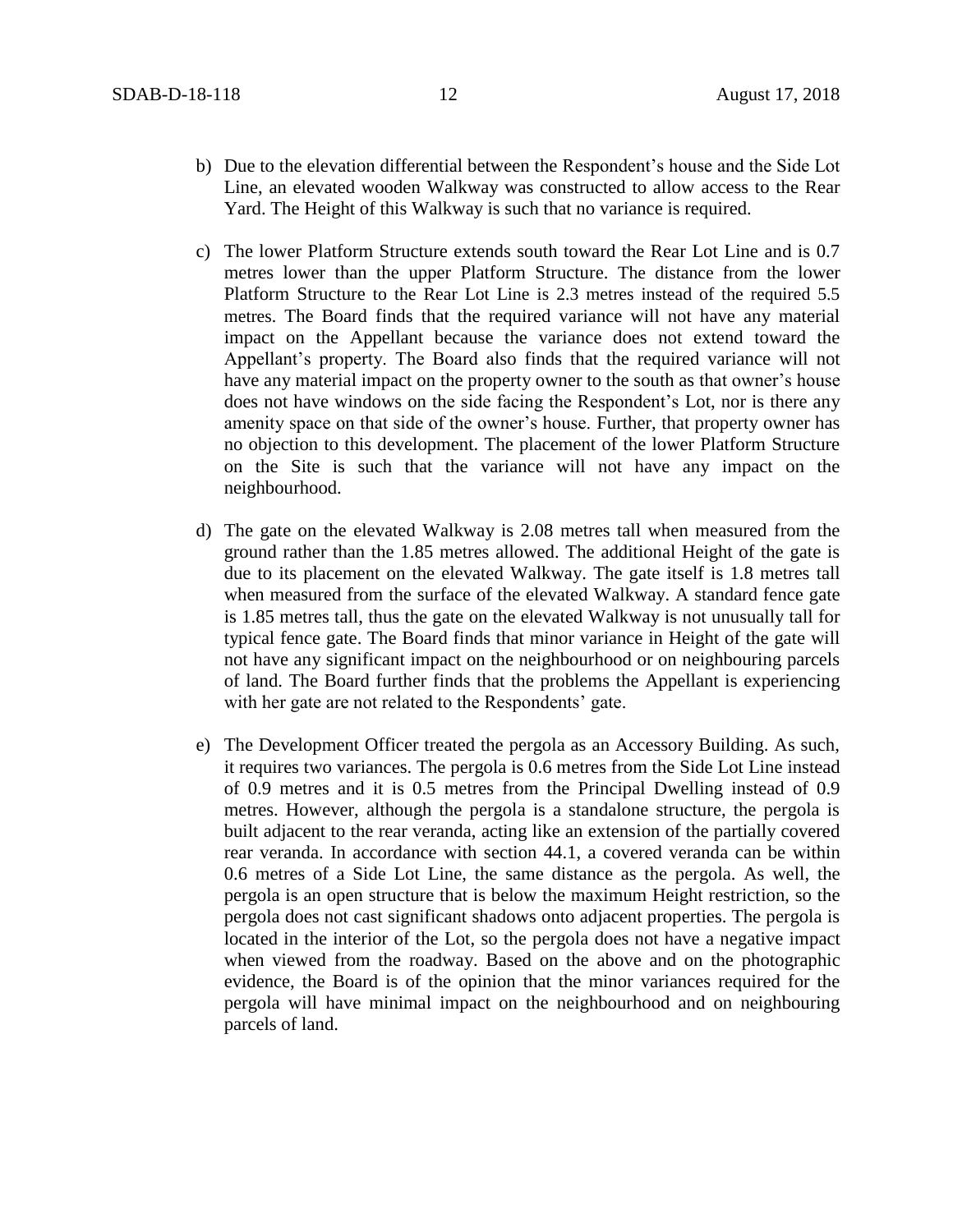b) Due to the elevation differential between the Respondent's house and the Side Lot Line, an elevated wooden Walkway was constructed to allow access to the Rear Yard. The Height of this Walkway is such that no variance is required.

c) The lower Platform Structure extends south toward the Rear Lot Line and is 0.7 metres lower than the upper Platform Structure. The distance from the lower Platform Structure to the Rear Lot Line is 2.3 metres instead of the required 5.5 metres. The Board finds that the required variance will not have any material impact on the Appellant because the variance does not extend toward the Appellant's property. The Board also finds that the required variance will not have any material impact on the property owner to the south as that owner's house does not have windows on the side facing the Respondent's Lot, nor is there any amenity space on that side of the owner's house. Further, that property owner has no objection to this development. The placement of the lower Platform Structure on the Site is such that the variance will not have any impact on the neighbourhood.

d) The gate on the elevated Walkway is 2.08 metres tall when measured from the ground rather than the 1.85 metres allowed. The additional Height of the gate is due to its placement on the elevated Walkway. The gate itself is 1.8 metres tall when measured from the surface of the elevated Walkway. A standard fence gate is 1.85 metres tall, thus the gate on the elevated Walkway is not unusually tall for typical fence gate. The Board finds that minor variance in Height of the gate will not have any significant impact on the neighbourhood or on neighbouring parcels of land. The Board further finds that the problems the Appellant is experiencing with her gate are not related to the Respondents' gate.

e) The Development Officer treated the pergola as an Accessory Building. As such, it requires two variances. The pergola is 0.6 metres from the Side Lot Line instead of 0.9 metres and it is 0.5 metres from the Principal Dwelling instead of 0.9 metres. However, although the pergola is a standalone structure, the pergola is built adjacent to the rear veranda, acting like an extension of the partially covered rear veranda. In accordance with section 44.1, a covered veranda can be within 0.6 metres of a Side Lot Line, the same distance as the pergola. As well, the pergola is an open structure that is below the maximum Height restriction, so the pergola does not cast significant shadows onto adjacent properties. The pergola is located in the interior of the Lot, so the pergola does not have a negative impact when viewed from the roadway. Based on the above and on the photographic evidence, the Board is of the opinion that the minor variances required for the pergola will have minimal impact on the neighbourhood and on neighbouring parcels of land.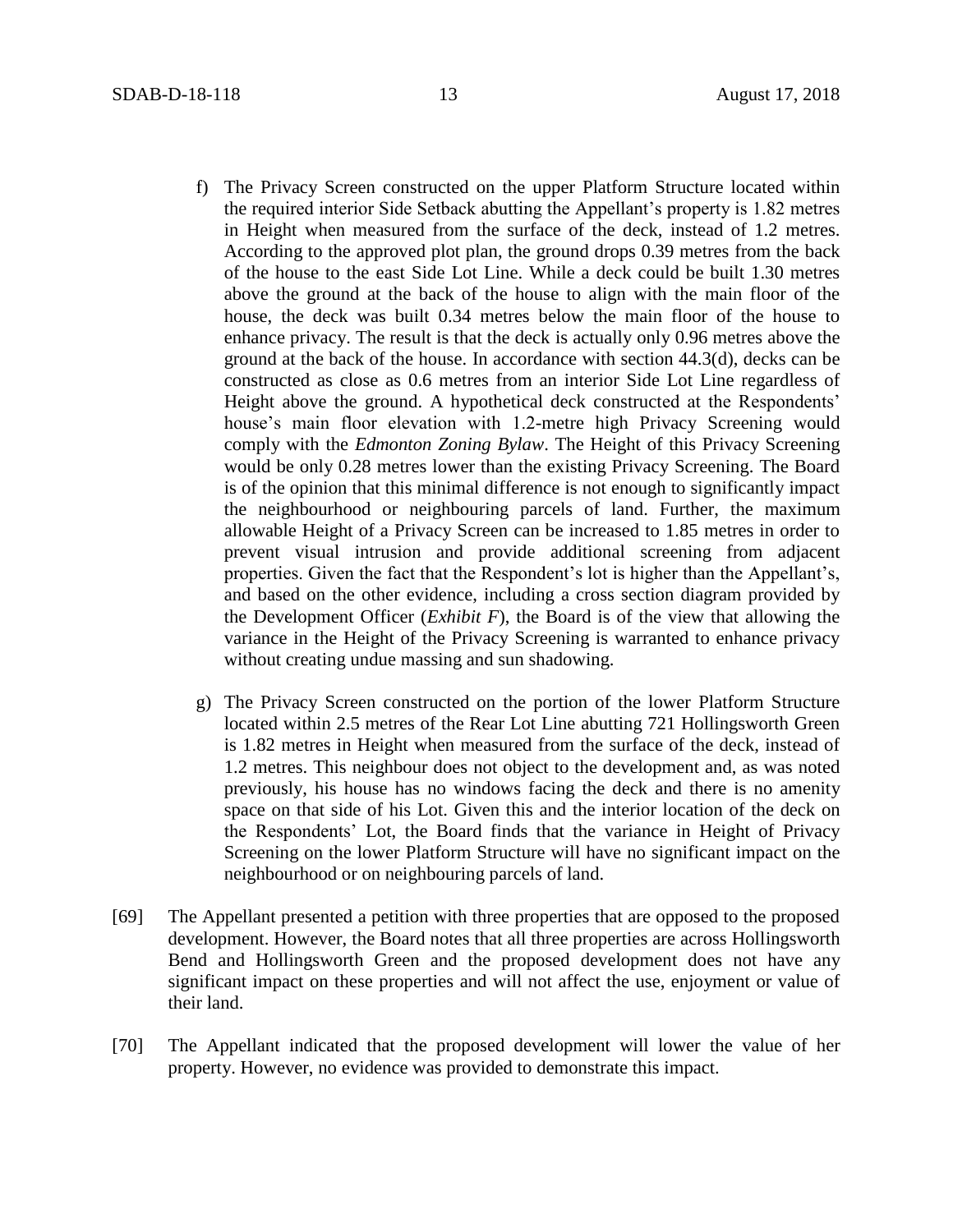f) The Privacy Screen constructed on the upper Platform Structure located within the required interior Side Setback abutting the Appellant's property is 1.82 metres in Height when measured from the surface of the deck, instead of 1.2 metres. According to the approved plot plan, the ground drops 0.39 metres from the back of the house to the east Side Lot Line. While a deck could be built 1.30 metres above the ground at the back of the house to align with the main floor of the house, the deck was built 0.34 metres below the main floor of the house to enhance privacy. The result is that the deck is actually only 0.96 metres above the ground at the back of the house. In accordance with section 44.3(d), decks can be constructed as close as 0.6 metres from an interior Side Lot Line regardless of Height above the ground. A hypothetical deck constructed at the Respondents' house's main floor elevation with 1.2-metre high Privacy Screening would comply with the *Edmonton Zoning Bylaw*. The Height of this Privacy Screening would be only 0.28 metres lower than the existing Privacy Screening. The Board is of the opinion that this minimal difference is not enough to significantly impact the neighbourhood or neighbouring parcels of land. Further, the maximum allowable Height of a Privacy Screen can be increased to 1.85 metres in order to prevent visual intrusion and provide additional screening from adjacent properties. Given the fact that the Respondent's lot is higher than the Appellant's, and based on the other evidence, including a cross section diagram provided by the Development Officer (*Exhibit F*), the Board is of the view that allowing the variance in the Height of the Privacy Screening is warranted to enhance privacy without creating undue massing and sun shadowing.

g) The Privacy Screen constructed on the portion of the lower Platform Structure located within 2.5 metres of the Rear Lot Line abutting 721 Hollingsworth Green is 1.82 metres in Height when measured from the surface of the deck, instead of 1.2 metres. This neighbour does not object to the development and, as was noted previously, his house has no windows facing the deck and there is no amenity space on that side of his Lot. Given this and the interior location of the deck on the Respondents' Lot, the Board finds that the variance in Height of Privacy Screening on the lower Platform Structure will have no significant impact on the neighbourhood or on neighbouring parcels of land.

[69] The Appellant presented a petition with three properties that are opposed to the proposed development. However, the Board notes that all three properties are across Hollingsworth Bend and Hollingsworth Green and the proposed development does not have any significant impact on these properties and will not affect the use, enjoyment or value of their land.

[70] The Appellant indicated that the proposed development will lower the value of her property. However, no evidence was provided to demonstrate this impact.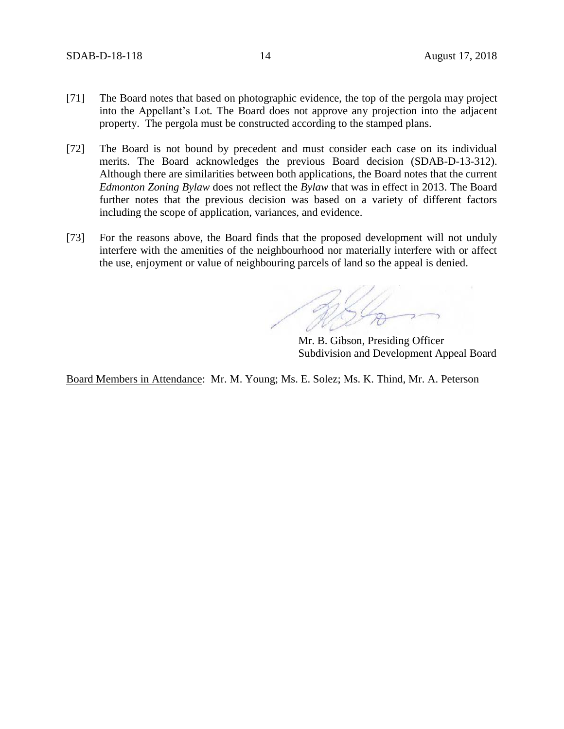[71] The Board notes that based on photographic evidence, the top of the pergola may project into the Appellant's Lot. The Board does not approve any projection into the adjacent property. The pergola must be constructed according to the stamped plans.

[72] The Board is not bound by precedent and must consider each case on its individual merits. The Board acknowledges the previous Board decision (SDAB-D-13-312). Although there are similarities between both applications, the Board notes that the current *Edmonton Zoning Bylaw* does not reflect the *Bylaw* that was in effect in 2013. The Board further notes that the previous decision was based on a variety of different factors including the scope of application, variances, and evidence.

[73] For the reasons above, the Board finds that the proposed development will not unduly interfere with the amenities of the neighbourhood nor materially interfere with or affect the use, enjoyment or value of neighbouring parcels of land so the appeal is denied.

Mr. B. Gibson, Presiding Officer
Subdivision and Development Appeal Board

Board Members in Attendance: Mr. M. Young; Ms. E. Solez; Ms. K. Thind, Mr. A. Peterson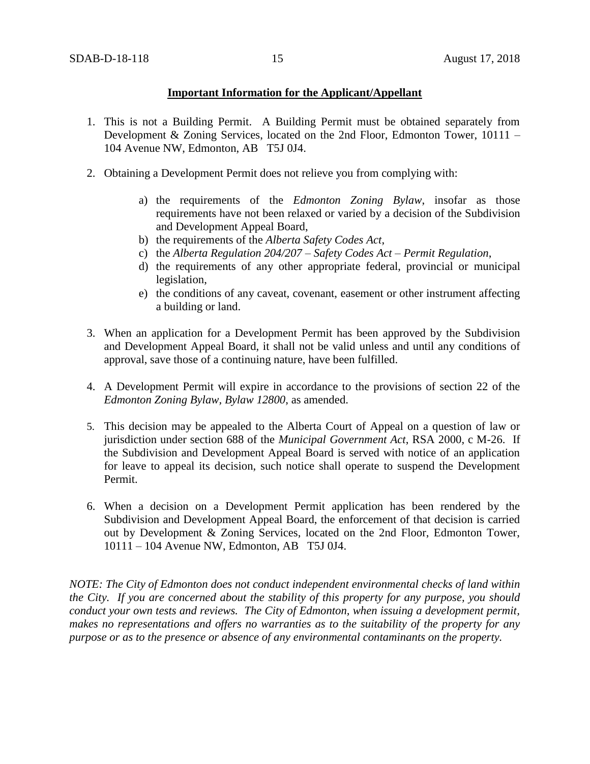**Important Information for the Applicant/Appellant**

1. This is not a Building Permit. A Building Permit must be obtained separately from Development & Zoning Services, located on the 2nd Floor, Edmonton Tower, 10111 – 104 Avenue NW, Edmonton, AB T5J 0J4.

2. Obtaining a Development Permit does not relieve you from complying with:

    a) the requirements of the *Edmonton Zoning Bylaw*, insofar as those requirements have not been relaxed or varied by a decision of the Subdivision and Development Appeal Board,
    b) the requirements of the *Alberta Safety Codes Act*,
    c) the *Alberta Regulation 204/207 – Safety Codes Act – Permit Regulation*,
    d) the requirements of any other appropriate federal, provincial or municipal legislation,
    e) the conditions of any caveat, covenant, easement or other instrument affecting a building or land.

3. When an application for a Development Permit has been approved by the Subdivision and Development Appeal Board, it shall not be valid unless and until any conditions of approval, save those of a continuing nature, have been fulfilled.

4. A Development Permit will expire in accordance to the provisions of section 22 of the *Edmonton Zoning Bylaw, Bylaw 12800*, as amended.

5. This decision may be appealed to the Alberta Court of Appeal on a question of law or jurisdiction under section 688 of the *Municipal Government Act*, RSA 2000, c M-26. If the Subdivision and Development Appeal Board is served with notice of an application for leave to appeal its decision, such notice shall operate to suspend the Development Permit.

6. When a decision on a Development Permit application has been rendered by the Subdivision and Development Appeal Board, the enforcement of that decision is carried out by Development & Zoning Services, located on the 2nd Floor, Edmonton Tower, 10111 – 104 Avenue NW, Edmonton, AB T5J 0J4.

*NOTE: The City of Edmonton does not conduct independent environmental checks of land within the City. If you are concerned about the stability of this property for any purpose, you should conduct your own tests and reviews. The City of Edmonton, when issuing a development permit, makes no representations and offers no warranties as to the suitability of the property for any purpose or as to the presence or absence of any environmental contaminants on the property.*